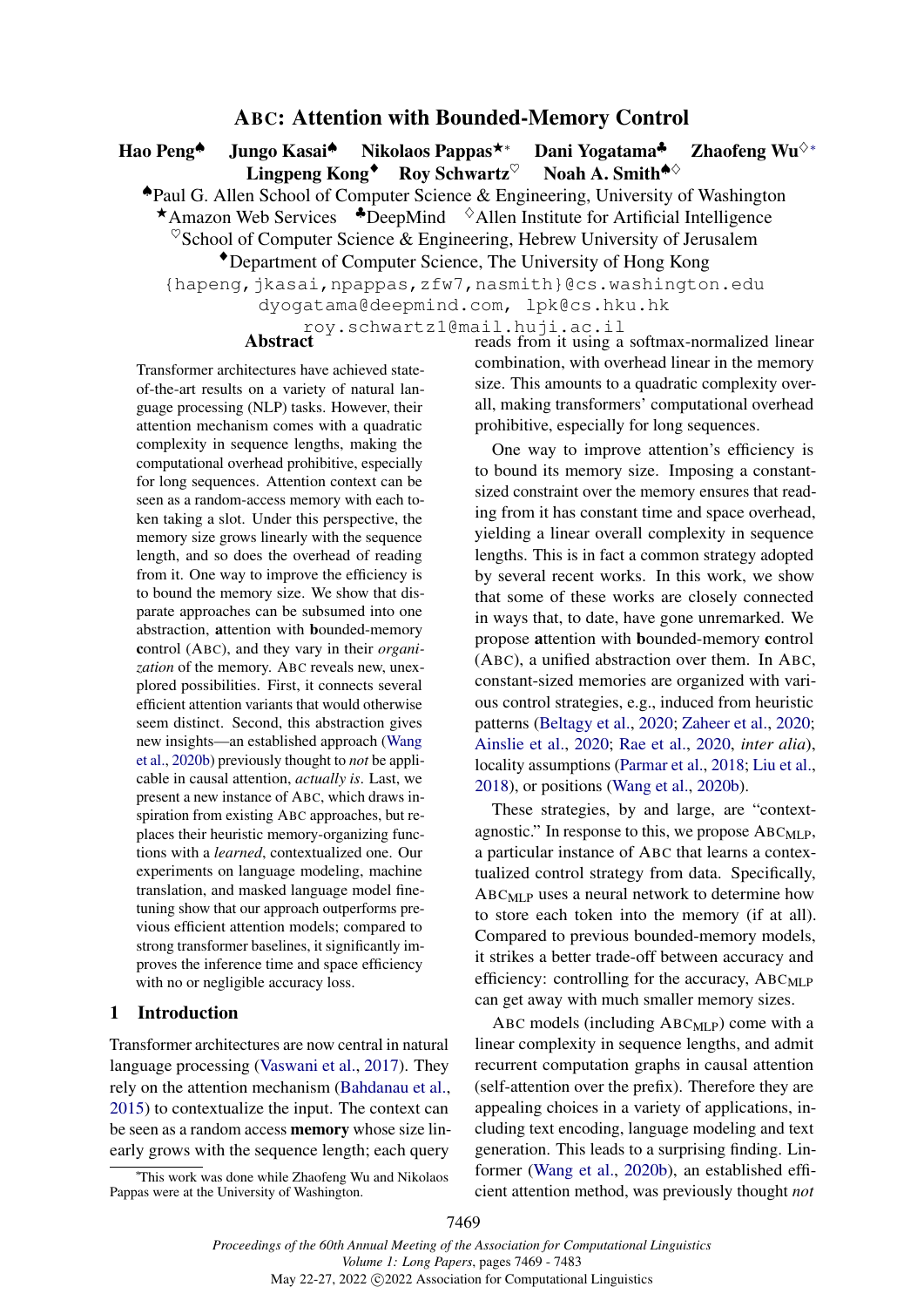# ABC: Attention with Bounded-Memory Control

**Hao Peng**[♠] **Jungo Kasai**[♠] **Nikolaos Pappas**[★*] **Dani Yogatama**[♣] **Zhaofeng Wu**[◇*] **Lingpeng Kong**[♦] **Roy Schwartz**[♡] **Noah A. Smith**[♠◇]

[♠]Paul G. Allen School of Computer Science & Engineering, University of Washington
[★]Amazon Web Services [♣]DeepMind [◇]Allen Institute for Artificial Intelligence
[♡]School of Computer Science & Engineering, Hebrew University of Jerusalem
[♦]Department of Computer Science, The University of Hong Kong

{hapeng,jkasai,npappas,zfw7,nasmith}@cs.washington.edu
dyogatama@deepmind.com, lpk@cs.hku.hk
roy.schwartz1@mail.huji.ac.il

## Abstract

Transformer architectures have achieved state-of-the-art results on a variety of natural language processing (NLP) tasks. However, their attention mechanism comes with a quadratic complexity in sequence lengths, making the computational overhead prohibitive, especially for long sequences. Attention context can be seen as a random-access memory with each token taking a slot. Under this perspective, the memory size grows linearly with the sequence length, and so does the overhead of reading from it. One way to improve the efficiency is to bound the memory size. We show that disparate approaches can be subsumed into one abstraction, **a**ttention with **b**ounded-memory **c**ontrol (ABC), and they vary in their *organization* of the memory. ABC reveals new, unexplored possibilities. First, it connects several efficient attention variants that would otherwise seem distinct. Second, this abstraction gives new insights—an established approach (Wang et al., 2020b) previously thought to *not* be applicable in causal attention, *actually is*. Last, we present a new instance of ABC, which draws inspiration from existing ABC approaches, but replaces their heuristic memory-organizing functions with a *learned*, contextualized one. Our experiments on language modeling, machine translation, and masked language model finetuning show that our approach outperforms previous efficient attention models; compared to strong transformer baselines, it significantly improves the inference time and space efficiency with no or negligible accuracy loss.

## 1 Introduction

Transformer architectures are now central in natural language processing (Vaswani et al., 2017). They rely on the attention mechanism (Bahdanau et al., 2015) to contextualize the input. The context can be seen as a random access **memory** whose size linearly grows with the sequence length; each query reads from it using a softmax-normalized linear combination, with overhead linear in the memory size. This amounts to a quadratic complexity overall, making transformers' computational overhead prohibitive, especially for long sequences.

One way to improve attention's efficiency is to bound its memory size. Imposing a constant-sized constraint over the memory ensures that reading from it has constant time and space overhead, yielding a linear overall complexity in sequence lengths. This is in fact a common strategy adopted by several recent works. In this work, we show that some of these works are closely connected in ways that, to date, have gone unremarked. We propose **a**ttention with **b**ounded-memory **c**ontrol (ABC), a unified abstraction over them. In ABC, constant-sized memories are organized with various control strategies, e.g., induced from heuristic patterns (Beltagy et al., 2020; Zaheer et al., 2020; Ainslie et al., 2020; Rae et al., 2020, *inter alia*), locality assumptions (Parmar et al., 2018; Liu et al., 2018), or positions (Wang et al., 2020b).

These strategies, by and large, are "context-agnostic." In response to this, we propose $\text{ABC}_{\text{MLP}}$, a particular instance of ABC that learns a contextualized control strategy from data. Specifically, $\text{ABC}_{\text{MLP}}$ uses a neural network to determine how to store each token into the memory (if at all). Compared to previous bounded-memory models, it strikes a better trade-off between accuracy and efficiency: controlling for the accuracy, $\text{ABC}_{\text{MLP}}$ can get away with much smaller memory sizes.

ABC models (including $\text{ABC}_{\text{MLP}}$) come with a linear complexity in sequence lengths, and admit recurrent computation graphs in causal attention (self-attention over the prefix). Therefore they are appealing choices in a variety of applications, including text encoding, language modeling and text generation. This leads to a surprising finding. Linformer (Wang et al., 2020b), an established efficient attention method, was previously thought *not*

*This work was done while Zhaofeng Wu and Nikolaos Pappas were at the University of Washington.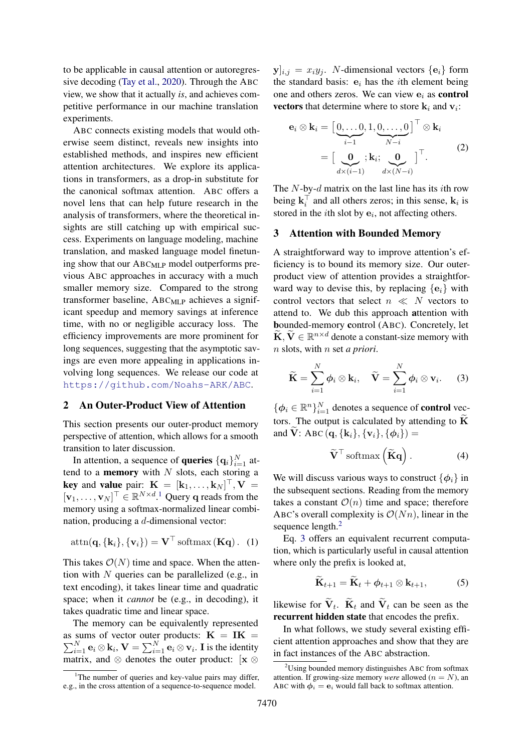to be applicable in causal attention or autoregressive decoding (Tay et al., 2020). Through the ABC view, we show that it actually *is*, and achieves competitive performance in our machine translation experiments.

ABC connects existing models that would otherwise seem distinct, reveals new insights into established methods, and inspires new efficient attention architectures. We explore its applications in transformers, as a drop-in substitute for the canonical softmax attention. ABC offers a novel lens that can help future research in the analysis of transformers, where the theoretical insights are still catching up with empirical success. Experiments on language modeling, machine translation, and masked language model finetuning show that our $\text{ABC}_{\text{MLP}}$ model outperforms previous ABC approaches in accuracy with a much smaller memory size. Compared to the strong transformer baseline, $\text{ABC}_{\text{MLP}}$ achieves a significant speedup and memory savings at inference time, with no or negligible accuracy loss. The efficiency improvements are more prominent for long sequences, suggesting that the asymptotic savings are even more appealing in applications involving long sequences. We release our code at https://github.com/Noahs-ARK/ABC.

## 2 An Outer-Product View of Attention

This section presents our outer-product memory perspective of attention, which allows for a smooth transition to later discussion.

In attention, a sequence of **queries** $\{\mathbf{q}_i\}_{i=1}^N$ attend to a **memory** with $N$ slots, each storing a **key** and **value** pair: $\mathbf{K} = [\mathbf{k}_1, \ldots, \mathbf{k}_N]^\top, \mathbf{V} = [\mathbf{v}_1, \ldots, \mathbf{v}_N]^\top \in \mathbb{R}^{N \times d}$.[1] Query $\mathbf{q}$ reads from the memory using a softmax-normalized linear combination, producing a $d$-dimensional vector:

$$\text{attn}(\mathbf{q}, \{\mathbf{k}_i\}, \{\mathbf{v}_i\}) = \mathbf{V}^\top \operatorname{softmax}(\mathbf{K}\mathbf{q}). \quad (1)$$

This takes $\mathcal{O}(N)$ time and space. When the attention with $N$ queries can be parallelized (e.g., in text encoding), it takes linear time and quadratic space; when it *cannot* be (e.g., in decoding), it takes quadratic time and linear space.

The memory can be equivalently represented as sums of vector outer products: $\mathbf{K} = \mathbf{I}\mathbf{K} = \sum_{i=1}^N \mathbf{e}_i \otimes \mathbf{k}_i$, $\mathbf{V} = \sum_{i=1}^N \mathbf{e}_i \otimes \mathbf{v}_i$. $\mathbf{I}$ is the identity matrix, and $\otimes$ denotes the outer product: $[\mathbf{x} \otimes \mathbf{y}]_{i,j} = x_i y_j$. $N$-dimensional vectors $\{\mathbf{e}_i\}$ form the standard basis: $\mathbf{e}_i$ has the $i$th element being one and others zeros. We can view $\mathbf{e}_i$ as **control vectors** that determine where to store $\mathbf{k}_i$ and $\mathbf{v}_i$:

$$\begin{aligned} \mathbf{e}_i \otimes \mathbf{k}_i &= \big[\underbrace{0, \ldots 0}_{i-1}, 1, \underbrace{0, \ldots, 0}_{N-i}\big]^\top \otimes \mathbf{k}_i \\ &= \big[\underbrace{\mathbf{0}}_{d \times (i-1)}; \mathbf{k}_i; \underbrace{\mathbf{0}}_{d \times (N-i)}\big]^\top. \end{aligned} \quad (2)$$

The $N$-by-$d$ matrix on the last line has its $i$th row being $\mathbf{k}_i^\top$ and all others zeros; in this sense, $\mathbf{k}_i$ is stored in the $i$th slot by $\mathbf{e}_i$, not affecting others.

## 3 Attention with Bounded Memory

A straightforward way to improve attention's efficiency is to bound its memory size. Our outer-product view of attention provides a straightforward way to devise this, by replacing $\{\mathbf{e}_i\}$ with control vectors that select $n \ll N$ vectors to attend to. We dub this approach **a**ttention with **b**ounded-memory **c**ontrol (ABC). Concretely, let $\widetilde{\mathbf{K}}, \widetilde{\mathbf{V}} \in \mathbb{R}^{n \times d}$ denote a constant-size memory with $n$ slots, with $n$ set *a priori*.

$$\widetilde{\mathbf{K}} = \sum_{i=1}^N \boldsymbol{\phi}_i \otimes \mathbf{k}_i, \quad \widetilde{\mathbf{V}} = \sum_{i=1}^N \boldsymbol{\phi}_i \otimes \mathbf{v}_i. \quad (3)$$

$\{\boldsymbol{\phi}_i \in \mathbb{R}^n\}_{i=1}^N$ denotes a sequence of **control** vectors. The output is calculated by attending to $\widetilde{\mathbf{K}}$ and $\widetilde{\mathbf{V}}$: $\text{ABC}(\mathbf{q}, \{\mathbf{k}_i\}, \{\mathbf{v}_i\}, \{\boldsymbol{\phi}_i\}) =$

$$\widetilde{\mathbf{V}}^\top \operatorname{softmax}\left(\widetilde{\mathbf{K}}\mathbf{q}\right). \quad (4)$$

We will discuss various ways to construct $\{\boldsymbol{\phi}_i\}$ in the subsequent sections. Reading from the memory takes a constant $\mathcal{O}(n)$ time and space; therefore ABC's overall complexity is $\mathcal{O}(Nn)$, linear in the sequence length.[2]

Eq. 3 offers an equivalent recurrent computation, which is particularly useful in causal attention where only the prefix is looked at,

$$\widetilde{\mathbf{K}}_{t+1} = \widetilde{\mathbf{K}}_t + \boldsymbol{\phi}_{t+1} \otimes \mathbf{k}_{t+1}, \quad (5)$$

likewise for $\widetilde{\mathbf{V}}_t$. $\widetilde{\mathbf{K}}_t$ and $\widetilde{\mathbf{V}}_t$ can be seen as the **recurrent hidden state** that encodes the prefix.

In what follows, we study several existing efficient attention approaches and show that they are in fact instances of the ABC abstraction.

[1] The number of queries and key-value pairs may differ, e.g., in the cross attention of a sequence-to-sequence model.

[2] Using bounded memory distinguishes ABC from softmax attention. If growing-size memory *were* allowed ($n = N$), an ABC with $\boldsymbol{\phi}_i = \mathbf{e}_i$ would fall back to softmax attention.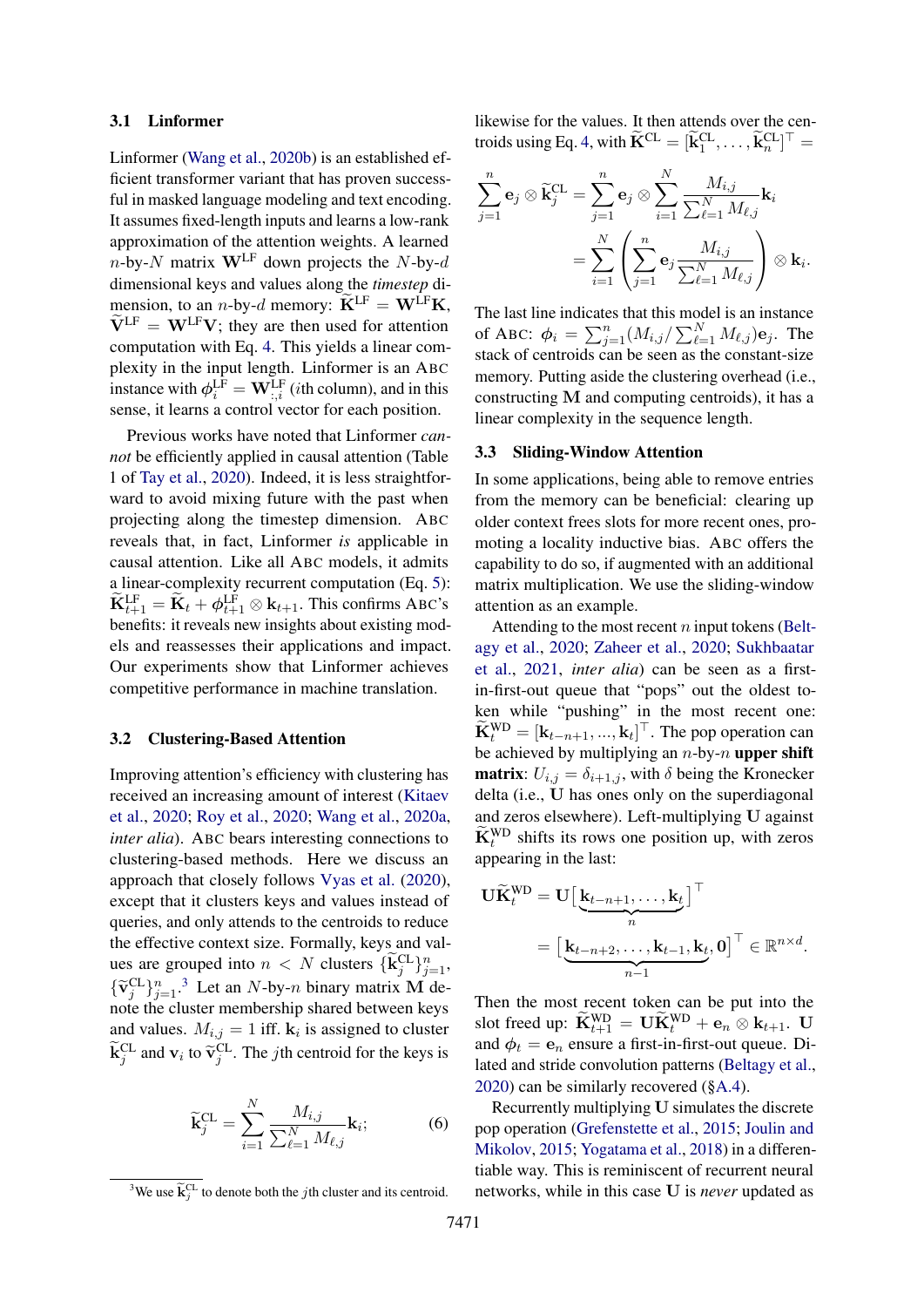### 3.1 Linformer

Linformer (Wang et al., 2020b) is an established efficient transformer variant that has proven successful in masked language modeling and text encoding. It assumes fixed-length inputs and learns a low-rank approximation of the attention weights. A learned $n$-by-$N$ matrix $\mathbf{W}^{\text{LF}}$ down projects the $N$-by-$d$ dimensional keys and values along the *timestep* dimension, to an $n$-by-$d$ memory: $\widetilde{\mathbf{K}}^{\text{LF}} = \mathbf{W}^{\text{LF}}\mathbf{K}$, $\widetilde{\mathbf{V}}^{\text{LF}} = \mathbf{W}^{\text{LF}}\mathbf{V}$; they are then used for attention computation with Eq. 4. This yields a linear complexity in the input length. Linformer is an ABC instance with $\boldsymbol{\phi}_i^{\text{LF}} = \mathbf{W}_{:,i}^{\text{LF}}$ ($i$th column), and in this sense, it learns a control vector for each position.

Previous works have noted that Linformer *cannot* be efficiently applied in causal attention (Table 1 of Tay et al., 2020). Indeed, it is less straightforward to avoid mixing future with the past when projecting along the timestep dimension. ABC reveals that, in fact, Linformer *is* applicable in causal attention. Like all ABC models, it admits a linear-complexity recurrent computation (Eq. 5): $\widetilde{\mathbf{K}}_{t+1}^{\text{LF}} = \widetilde{\mathbf{K}}_t + \boldsymbol{\phi}_{t+1}^{\text{LF}} \otimes \mathbf{k}_{t+1}$. This confirms ABC's benefits: it reveals new insights about existing models and reassesses their applications and impact. Our experiments show that Linformer achieves competitive performance in machine translation.

### 3.2 Clustering-Based Attention

Improving attention's efficiency with clustering has received an increasing amount of interest (Kitaev et al., 2020; Roy et al., 2020; Wang et al., 2020a, *inter alia*). ABC bears interesting connections to clustering-based methods. Here we discuss an approach that closely follows Vyas et al. (2020), except that it clusters keys and values instead of queries, and only attends to the centroids to reduce the effective context size. Formally, keys and values are grouped into $n < N$ clusters $\{\widetilde{\mathbf{k}}_j^{\text{CL}}\}_{j=1}^n$, $\{\widetilde{\mathbf{v}}_j^{\text{CL}}\}_{j=1}^n$.[3] Let an $N$-by-$n$ binary matrix $\mathbf{M}$ denote the cluster membership shared between keys and values. $M_{i,j} = 1$ iff. $\mathbf{k}_i$ is assigned to cluster $\widetilde{\mathbf{k}}_j^{\text{CL}}$ and $\mathbf{v}_i$ to $\widetilde{\mathbf{v}}_j^{\text{CL}}$. The $j$th centroid for the keys is

$$\widetilde{\mathbf{k}}_j^{\text{CL}} = \sum_{i=1}^{N} \frac{M_{i,j}}{\sum_{\ell=1}^{N} M_{\ell,j}} \mathbf{k}_i; \tag{6}$$

[3] We use $\widetilde{\mathbf{k}}_j^{\text{CL}}$ to denote both the $j$th cluster and its centroid.

likewise for the values. It then attends over the centroids using Eq. 4, with $\widetilde{\mathbf{K}}^{\text{CL}} = [\widetilde{\mathbf{k}}_1^{\text{CL}}, \dots, \widetilde{\mathbf{k}}_n^{\text{CL}}]^\top =$

$$\begin{aligned}
\sum_{j=1}^{n} \mathbf{e}_j \otimes \widetilde{\mathbf{k}}_j^{\text{CL}} &= \sum_{j=1}^{n} \mathbf{e}_j \otimes \sum_{i=1}^{N} \frac{M_{i,j}}{\sum_{\ell=1}^{N} M_{\ell,j}} \mathbf{k}_i \\
&= \sum_{i=1}^{N} \left( \sum_{j=1}^{n} \mathbf{e}_j \frac{M_{i,j}}{\sum_{\ell=1}^{N} M_{\ell,j}} \right) \otimes \mathbf{k}_i.
\end{aligned}$$

The last line indicates that this model is an instance of ABC: $\boldsymbol{\phi}_i = \sum_{j=1}^{n} (M_{i,j} / \sum_{\ell=1}^{N} M_{\ell,j}) \mathbf{e}_j$. The stack of centroids can be seen as the constant-size memory. Putting aside the clustering overhead (i.e., constructing $\mathbf{M}$ and computing centroids), it has a linear complexity in the sequence length.

### 3.3 Sliding-Window Attention

In some applications, being able to remove entries from the memory can be beneficial: clearing up older context frees slots for more recent ones, promoting a locality inductive bias. ABC offers the capability to do so, if augmented with an additional matrix multiplication. We use the sliding-window attention as an example.

Attending to the most recent $n$ input tokens (Beltagy et al., 2020; Zaheer et al., 2020; Sukhbaatar et al., 2021, *inter alia*) can be seen as a first-in-first-out queue that "pops" out the oldest token while "pushing" in the most recent one: $\widetilde{\mathbf{K}}_t^{\text{WD}} = [\mathbf{k}_{t-n+1}, ..., \mathbf{k}_t]^\top$. The pop operation can be achieved by multiplying an $n$-by-$n$ **upper shift matrix**: $U_{i,j} = \delta_{i+1,j}$, with $\delta$ being the Kronecker delta (i.e., $\mathbf{U}$ has ones only on the superdiagonal and zeros elsewhere). Left-multiplying $\mathbf{U}$ against $\widetilde{\mathbf{K}}_t^{\text{WD}}$ shifts its rows one position up, with zeros appearing in the last:

$$\begin{aligned}
\mathbf{U}\widetilde{\mathbf{K}}_t^{\text{WD}} &= \mathbf{U}\big[\underbrace{\mathbf{k}_{t-n+1}, \dots, \mathbf{k}_t}_{n}\big]^\top \\
&= \big[\underbrace{\mathbf{k}_{t-n+2}, \dots, \mathbf{k}_{t-1}, \mathbf{k}_t}_{n-1}, \mathbf{0}\big]^\top \in \mathbb{R}^{n \times d}.
\end{aligned}$$

Then the most recent token can be put into the slot freed up: $\widetilde{\mathbf{K}}_{t+1}^{\text{WD}} = \mathbf{U}\widetilde{\mathbf{K}}_t^{\text{WD}} + \mathbf{e}_n \otimes \mathbf{k}_{t+1}$. $\mathbf{U}$ and $\boldsymbol{\phi}_t = \mathbf{e}_n$ ensure a first-in-first-out queue. Dilated and stride convolution patterns (Beltagy et al., 2020) can be similarly recovered (§A.4).

Recurrently multiplying $\mathbf{U}$ simulates the discrete pop operation (Grefenstette et al., 2015; Joulin and Mikolov, 2015; Yogatama et al., 2018) in a differentiable way. This is reminiscent of recurrent neural networks, while in this case $\mathbf{U}$ is *never* updated as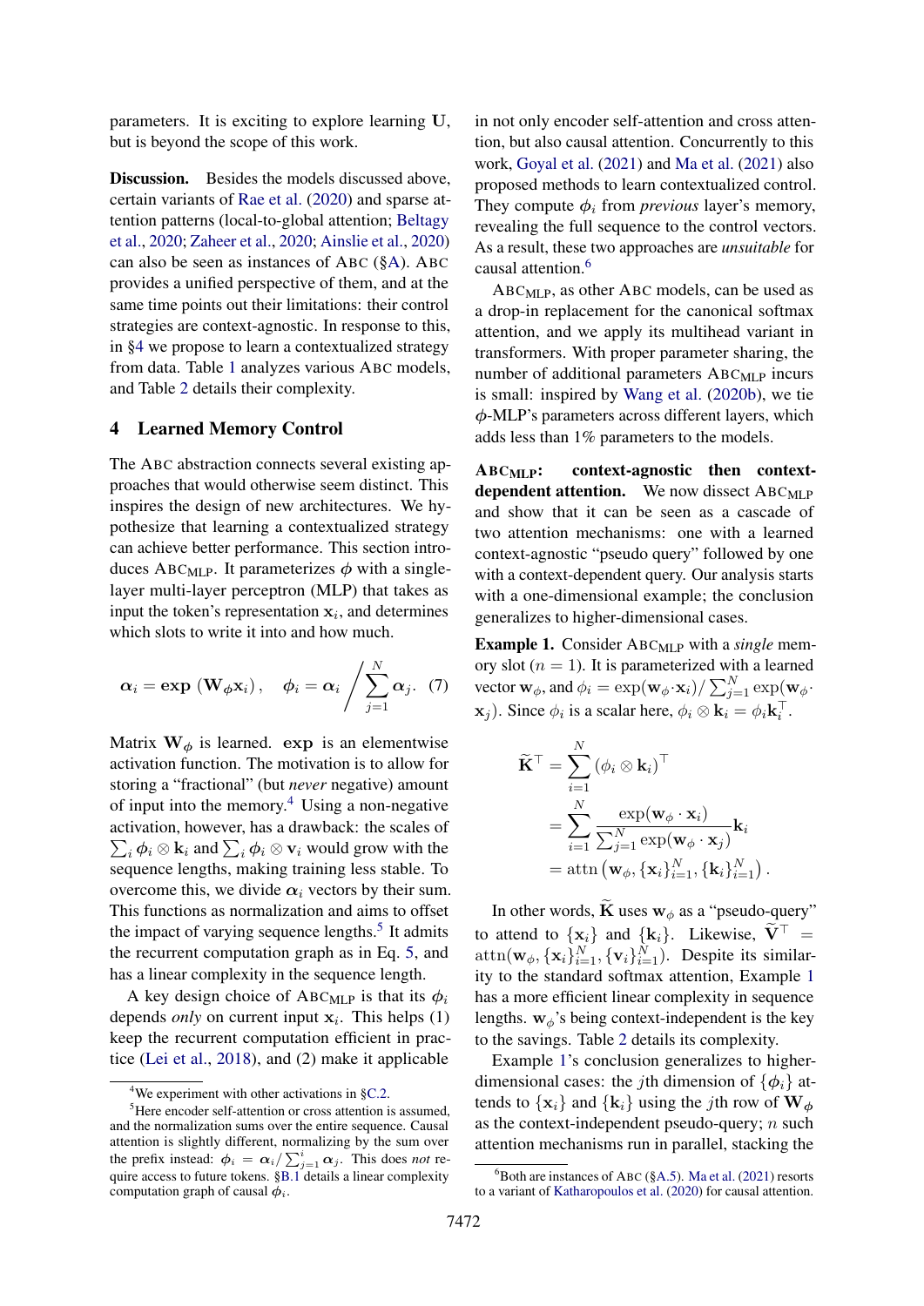parameters. It is exciting to explore learning $\mathbf{U}$, but is beyond the scope of this work.

**Discussion.** Besides the models discussed above, certain variants of Rae et al. (2020) and sparse attention patterns (local-to-global attention; Beltagy et al., 2020; Zaheer et al., 2020; Ainslie et al., 2020) can also be seen as instances of ABC (§A). ABC provides a unified perspective of them, and at the same time points out their limitations: their control strategies are context-agnostic. In response to this, in §4 we propose to learn a contextualized strategy from data. Table 1 analyzes various ABC models, and Table 2 details their complexity.

## 4 Learned Memory Control

The ABC abstraction connects several existing approaches that would otherwise seem distinct. This inspires the design of new architectures. We hypothesize that learning a contextualized strategy can achieve better performance. This section introduces $\text{ABC}_{\text{MLP}}$. It parameterizes $\boldsymbol{\phi}$ with a single-layer multi-layer perceptron (MLP) that takes as input the token's representation $\mathbf{x}_i$, and determines which slots to write it into and how much.

$$\boldsymbol{\alpha}_i = \exp\left(\mathbf{W}_{\boldsymbol{\phi}}\mathbf{x}_i\right), \quad \boldsymbol{\phi}_i = \boldsymbol{\alpha}_i \bigg/ \sum_{j=1}^{N} \boldsymbol{\alpha}_j. \quad (7)$$

Matrix $\mathbf{W}_{\boldsymbol{\phi}}$ is learned. $\exp$ is an elementwise activation function. The motivation is to allow for storing a "fractional" (but *never* negative) amount of input into the memory.[4] Using a non-negative activation, however, has a drawback: the scales of $\sum_i \boldsymbol{\phi}_i \otimes \mathbf{k}_i$ and $\sum_i \boldsymbol{\phi}_i \otimes \mathbf{v}_i$ would grow with the sequence lengths, making training less stable. To overcome this, we divide $\boldsymbol{\alpha}_i$ vectors by their sum. This functions as normalization and aims to offset the impact of varying sequence lengths.[5] It admits the recurrent computation graph as in Eq. 5, and has a linear complexity in the sequence length.

A key design choice of $\text{ABC}_{\text{MLP}}$ is that its $\boldsymbol{\phi}_i$ depends *only* on current input $\mathbf{x}_i$. This helps (1) keep the recurrent computation efficient in practice (Lei et al., 2018), and (2) make it applicable in not only encoder self-attention and cross attention, but also causal attention. Concurrently to this work, Goyal et al. (2021) and Ma et al. (2021) also proposed methods to learn contextualized control. They compute $\boldsymbol{\phi}_i$ from *previous* layer's memory, revealing the full sequence to the control vectors. As a result, these two approaches are *unsuitable* for causal attention.[6]

$\text{ABC}_{\text{MLP}}$, as other ABC models, can be used as a drop-in replacement for the canonical softmax attention, and we apply its multihead variant in transformers. With proper parameter sharing, the number of additional parameters $\text{ABC}_{\text{MLP}}$ incurs is small: inspired by Wang et al. (2020b), we tie $\boldsymbol{\phi}$-MLP's parameters across different layers, which adds less than 1% parameters to the models.

**$\text{ABC}_{\text{MLP}}$: context-agnostic then context-dependent attention.** We now dissect $\text{ABC}_{\text{MLP}}$ and show that it can be seen as a cascade of two attention mechanisms: one with a learned context-agnostic "pseudo query" followed by one with a context-dependent query. Our analysis starts with a one-dimensional example; the conclusion generalizes to higher-dimensional cases.

**Example 1.** Consider $\text{ABC}_{\text{MLP}}$ with a *single* memory slot ($n=1$). It is parameterized with a learned vector $\mathbf{w}_{\phi}$, and $\phi_i = \exp(\mathbf{w}_{\phi} \cdot \mathbf{x}_i) / \sum_{j=1}^{N} \exp(\mathbf{w}_{\phi} \cdot \mathbf{x}_j)$. Since $\phi_i$ is a scalar here, $\phi_i \otimes \mathbf{k}_i = \phi_i \mathbf{k}_i^\top$.

$$\begin{aligned}
\widetilde{\mathbf{K}}^\top &= \sum_{i=1}^{N} \left(\phi_i \otimes \mathbf{k}_i\right)^\top \\
&= \sum_{i=1}^{N} \frac{\exp(\mathbf{w}_{\phi} \cdot \mathbf{x}_i)}{\sum_{j=1}^{N} \exp(\mathbf{w}_{\phi} \cdot \mathbf{x}_j)} \mathbf{k}_i \\
&= \operatorname{attn}\left(\mathbf{w}_{\phi}, \{\mathbf{x}_i\}_{i=1}^{N}, \{\mathbf{k}_i\}_{i=1}^{N}\right).
\end{aligned}$$

In other words, $\widetilde{\mathbf{K}}$ uses $\mathbf{w}_{\phi}$ as a "pseudo-query" to attend to $\{\mathbf{x}_i\}$ and $\{\mathbf{k}_i\}$. Likewise, $\widetilde{\mathbf{V}}^\top = \operatorname{attn}(\mathbf{w}_{\phi}, \{\mathbf{x}_i\}_{i=1}^{N}, \{\mathbf{v}_i\}_{i=1}^{N})$. Despite its similarity to the standard softmax attention, Example 1 has a more efficient linear complexity in sequence lengths. $\mathbf{w}_{\phi}$'s being context-independent is the key to the savings. Table 2 details its complexity.

Example 1's conclusion generalizes to higher-dimensional cases: the $j$th dimension of $\{\boldsymbol{\phi}_i\}$ attends to $\{\mathbf{x}_i\}$ and $\{\mathbf{k}_i\}$ using the $j$th row of $\mathbf{W}_{\boldsymbol{\phi}}$ as the context-independent pseudo-query; $n$ such attention mechanisms run in parallel, stacking the

---

[4] We experiment with other activations in §C.2.

[5] Here encoder self-attention or cross attention is assumed, and the normalization sums over the entire sequence. Causal attention is slightly different, normalizing by the sum over the prefix instead: $\boldsymbol{\phi}_i = \boldsymbol{\alpha}_i / \sum_{j=1}^{i} \boldsymbol{\alpha}_j$. This does *not* require access to future tokens. §B.1 details a linear complexity computation graph of causal $\boldsymbol{\phi}_i$.

[6] Both are instances of ABC (§A.5). Ma et al. (2021) resorts to a variant of Katharopoulos et al. (2020) for causal attention.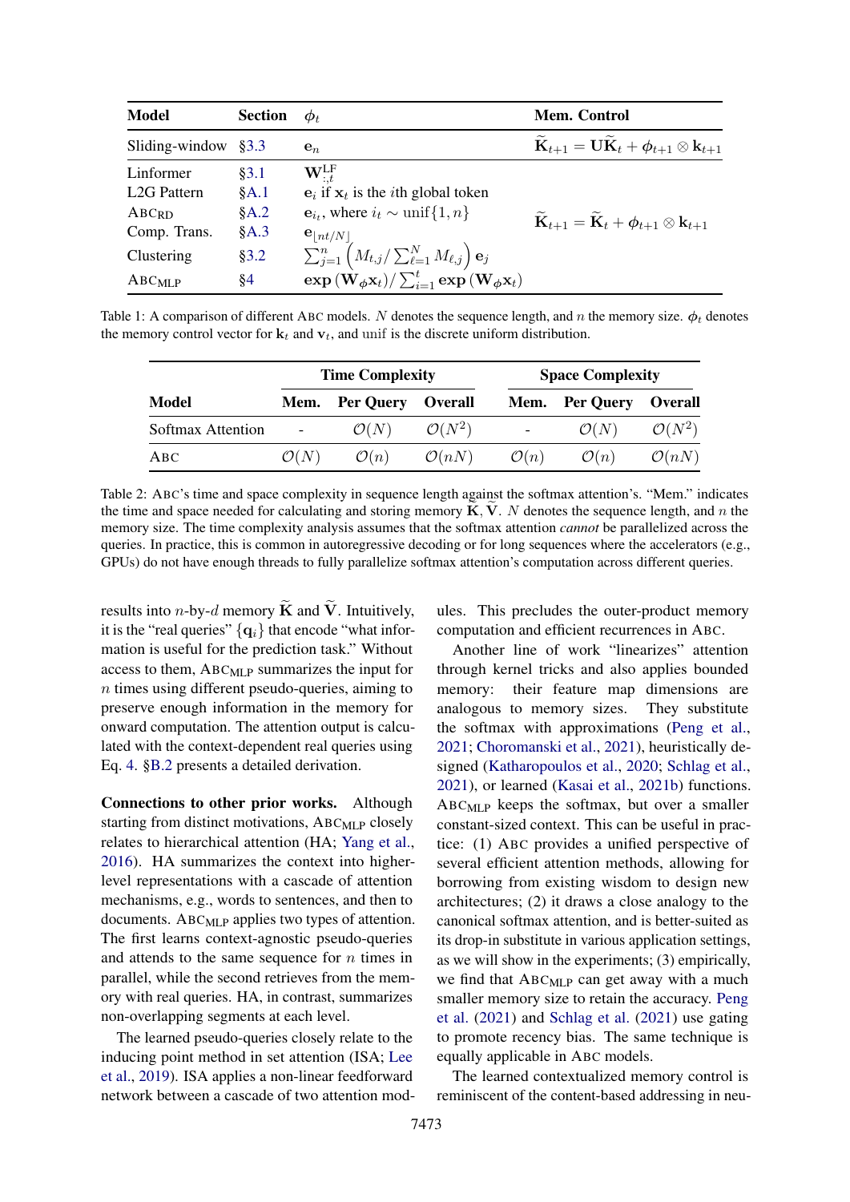| Model | Section | $\phi_t$ | Mem. Control |
|---|---|---|---|
| Sliding-window | §3.3 | $\mathbf{e}_n$ | $\widetilde{\mathbf{K}}_{t+1} = \mathbf{U}\widetilde{\mathbf{K}}_t + \boldsymbol{\phi}_{t+1} \otimes \mathbf{k}_{t+1}$ |
| Linformer | §3.1 | $\mathbf{W}^{\text{LF}}_{:,t}$ | |
| L2G Pattern | §A.1 | $\mathbf{e}_i$ if $\mathbf{x}_t$ is the $i$th global token | |
| ABC<sub>RD</sub> | §A.2 | $\mathbf{e}_{i_t}$, where $i_t \sim \text{unif}\{1, n\}$ | $\widetilde{\mathbf{K}}_{t+1} = \widetilde{\mathbf{K}}_t + \boldsymbol{\phi}_{t+1} \otimes \mathbf{k}_{t+1}$ |
| Comp. Trans. | §A.3 | $\mathbf{e}_{\lfloor nt/N \rfloor}$ | |
| Clustering | §3.2 | $\sum_{j=1}^{n} \left( M_{t,j} / \sum_{\ell=1}^{N} M_{\ell,j} \right) \mathbf{e}_j$ | |
| ABC<sub>MLP</sub> | §4 | $\exp\left(\mathbf{W}_\phi \mathbf{x}_t\right) / \sum_{i=1}^{t} \exp\left(\mathbf{W}_\phi \mathbf{x}_i\right)$ | |

Table 1: A comparison of different ABC models. $N$ denotes the sequence length, and $n$ the memory size. $\boldsymbol{\phi}_t$ denotes the memory control vector for $\mathbf{k}_t$ and $\mathbf{v}_t$, and unif is the discrete uniform distribution.

| | Time Complexity | | | Space Complexity | | |
|---|---|---|---|---|---|---|
| **Model** | **Mem.** | **Per Query** | **Overall** | **Mem.** | **Per Query** | **Overall** |
| Softmax Attention | - | $\mathcal{O}(N)$ | $\mathcal{O}(N^2)$ | - | $\mathcal{O}(N)$ | $\mathcal{O}(N^2)$ |
| ABC | $\mathcal{O}(N)$ | $\mathcal{O}(n)$ | $\mathcal{O}(nN)$ | $\mathcal{O}(n)$ | $\mathcal{O}(n)$ | $\mathcal{O}(nN)$ |

Table 2: ABC's time and space complexity in sequence length against the softmax attention's. "Mem." indicates the time and space needed for calculating and storing memory $\widetilde{\mathbf{K}}, \widetilde{\mathbf{V}}$. $N$ denotes the sequence length, and $n$ the memory size. The time complexity analysis assumes that the softmax attention *cannot* be parallelized across the queries. In practice, this is common in autoregressive decoding or for long sequences where the accelerators (e.g., GPUs) do not have enough threads to fully parallelize softmax attention's computation across different queries.

results into $n$-by-$d$ memory $\widetilde{\mathbf{K}}$ and $\widetilde{\mathbf{V}}$. Intuitively, it is the "real queries" $\{\mathbf{q}_i\}$ that encode "what information is useful for the prediction task." Without access to them, ABC<sub>MLP</sub> summarizes the input for $n$ times using different pseudo-queries, aiming to preserve enough information in the memory for onward computation. The attention output is calculated with the context-dependent real queries using Eq. 4. §B.2 presents a detailed derivation.

**Connections to other prior works.** Although starting from distinct motivations, ABC<sub>MLP</sub> closely relates to hierarchical attention (HA; Yang et al., 2016). HA summarizes the context into higher-level representations with a cascade of attention mechanisms, e.g., words to sentences, and then to documents. ABC<sub>MLP</sub> applies two types of attention. The first learns context-agnostic pseudo-queries and attends to the same sequence for $n$ times in parallel, while the second retrieves from the memory with real queries. HA, in contrast, summarizes non-overlapping segments at each level.

The learned pseudo-queries closely relate to the inducing point method in set attention (ISA; Lee et al., 2019). ISA applies a non-linear feedforward network between a cascade of two attention modules. This precludes the outer-product memory computation and efficient recurrences in ABC.

Another line of work "linearizes" attention through kernel tricks and also applies bounded memory: their feature map dimensions are analogous to memory sizes. They substitute the softmax with approximations (Peng et al., 2021; Choromanski et al., 2021), heuristically designed (Katharopoulos et al., 2020; Schlag et al., 2021), or learned (Kasai et al., 2021b) functions. ABC<sub>MLP</sub> keeps the softmax, but over a smaller constant-sized context. This can be useful in practice: (1) ABC provides a unified perspective of several efficient attention methods, allowing for borrowing from existing wisdom to design new architectures; (2) it draws a close analogy to the canonical softmax attention, and is better-suited as its drop-in substitute in various application settings, as we will show in the experiments; (3) empirically, we find that ABC<sub>MLP</sub> can get away with a much smaller memory size to retain the accuracy. Peng et al. (2021) and Schlag et al. (2021) use gating to promote recency bias. The same technique is equally applicable in ABC models.

The learned contextualized memory control is reminiscent of the content-based addressing in neu-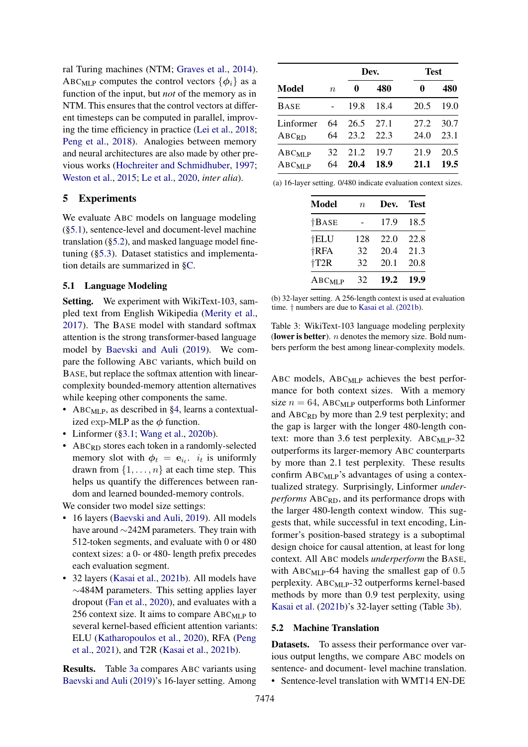ral Turing machines (NTM; Graves et al., 2014). ABC$_{\text{MLP}}$ computes the control vectors $\{\phi_i\}$ as a function of the input, but *not* of the memory as in NTM. This ensures that the control vectors at different timesteps can be computed in parallel, improving the time efficiency in practice (Lei et al., 2018; Peng et al., 2018). Analogies between memory and neural architectures are also made by other previous works (Hochreiter and Schmidhuber, 1997; Weston et al., 2015; Le et al., 2020, *inter alia*).

## 5 Experiments

We evaluate ABC models on language modeling (§5.1), sentence-level and document-level machine translation (§5.2), and masked language model finetuning (§5.3). Dataset statistics and implementation details are summarized in §C.

### 5.1 Language Modeling

**Setting.** We experiment with WikiText-103, sampled text from English Wikipedia (Merity et al., 2017). The BASE model with standard softmax attention is the strong transformer-based language model by Baevski and Auli (2019). We compare the following ABC variants, which build on BASE, but replace the softmax attention with linear-complexity bounded-memory attention alternatives while keeping other components the same.

- ABC$_{\text{MLP}}$, as described in §4, learns a contextualized exp-MLP as the $\phi$ function.
- Linformer (§3.1; Wang et al., 2020b).
- ABC$_{\text{RD}}$ stores each token in a randomly-selected memory slot with $\phi_t = \mathbf{e}_{i_t}$. $i_t$ is uniformly drawn from $\{1, \ldots, n\}$ at each time step. This helps us quantify the differences between random and learned bounded-memory controls.

We consider two model size settings:

- 16 layers (Baevski and Auli, 2019). All models have around ~242M parameters. They train with 512-token segments, and evaluate with 0 or 480 context sizes: a 0- or 480- length prefix precedes each evaluation segment.
- 32 layers (Kasai et al., 2021b). All models have ~484M parameters. This setting applies layer dropout (Fan et al., 2020), and evaluates with a 256 context size. It aims to compare ABC$_{\text{MLP}}$ to several kernel-based efficient attention variants: ELU (Katharopoulos et al., 2020), RFA (Peng et al., 2021), and T2R (Kasai et al., 2021b).

**Results.** Table 3a compares ABC variants using Baevski and Auli (2019)'s 16-layer setting. Among

| Model | $n$ | Dev. 0 | Dev. 480 | Test 0 | Test 480 |
|---|---|---|---|---|---|
| BASE | - | 19.8 | 18.4 | 20.5 | 19.0 |
| Linformer | 64 | 26.5 | 27.1 | 27.2 | 30.7 |
| ABC$_{\text{RD}}$ | 64 | 23.2 | 22.3 | 24.0 | 23.1 |
| ABC$_{\text{MLP}}$ | 32 | 21.2 | 19.7 | 21.9 | 20.5 |
| ABC$_{\text{MLP}}$ | 64 | **20.4** | **18.9** | **21.1** | **19.5** |

(a) 16-layer setting. 0/480 indicate evaluation context sizes.

| Model | $n$ | Dev. | Test |
|---|---|---|---|
| †BASE | - | 17.9 | 18.5 |
| †ELU | 128 | 22.0 | 22.8 |
| †RFA | 32 | 20.4 | 21.3 |
| †T2R | 32 | 20.1 | 20.8 |
| ABC$_{\text{MLP}}$ | 32 | **19.2** | **19.9** |

(b) 32-layer setting. A 256-length context is used at evaluation time. † numbers are due to Kasai et al. (2021b).

Table 3: WikiText-103 language modeling perplexity (**lower is better**). $n$ denotes the memory size. Bold numbers perform the best among linear-complexity models.

ABC models, ABC$_{\text{MLP}}$ achieves the best performance for both context sizes. With a memory size $n = 64$, ABC$_{\text{MLP}}$ outperforms both Linformer and ABC$_{\text{RD}}$ by more than 2.9 test perplexity; and the gap is larger with the longer 480-length context: more than 3.6 test perplexity. ABC$_{\text{MLP}}$-32 outperforms its larger-memory ABC counterparts by more than 2.1 test perplexity. These results confirm ABC$_{\text{MLP}}$'s advantages of using a contextualized strategy. Surprisingly, Linformer *underperforms* ABC$_{\text{RD}}$, and its performance drops with the larger 480-length context window. This suggests that, while successful in text encoding, Linformer's position-based strategy is a suboptimal design choice for causal attention, at least for long context. All ABC models *underperform* the BASE, with ABC$_{\text{MLP}}$-64 having the smallest gap of 0.5 perplexity. ABC$_{\text{MLP}}$-32 outperforms kernel-based methods by more than 0.9 test perplexity, using Kasai et al. (2021b)'s 32-layer setting (Table 3b).

### 5.2 Machine Translation

**Datasets.** To assess their performance over various output lengths, we compare ABC models on sentence- and document- level machine translation.

- Sentence-level translation with WMT14 EN-DE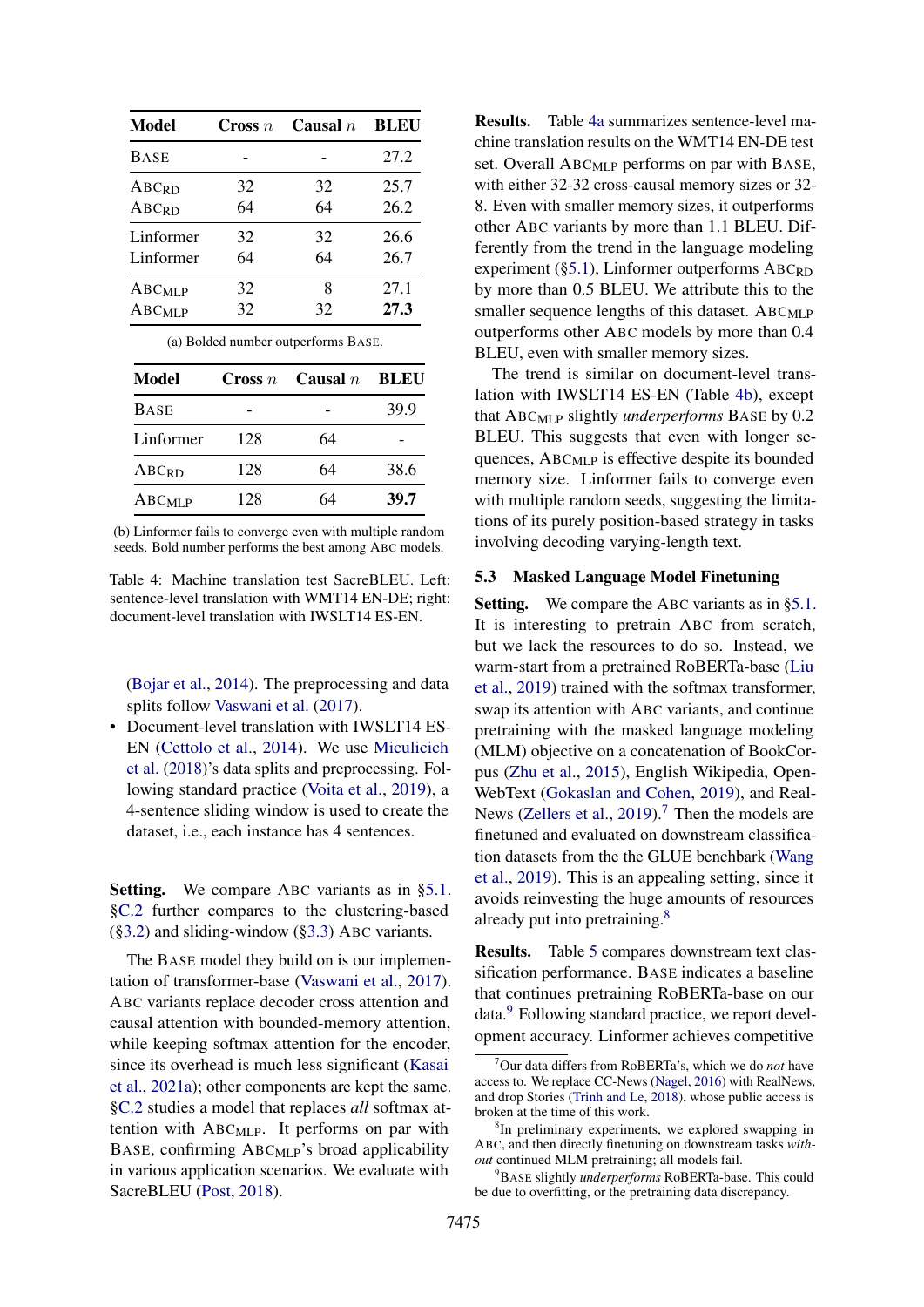| Model | Cross $n$ | Causal $n$ | BLEU |
|---|---|---|---|
| BASE | - | - | 27.2 |
| ABC$_{\text{RD}}$ | 32 | 32 | 25.7 |
| ABC$_{\text{RD}}$ | 64 | 64 | 26.2 |
| Linformer | 32 | 32 | 26.6 |
| Linformer | 64 | 64 | 26.7 |
| ABC$_{\text{MLP}}$ | 32 | 8 | 27.1 |
| ABC$_{\text{MLP}}$ | 32 | 32 | **27.3** |

(a) Bolded number outperforms BASE.

| Model | Cross $n$ | Causal $n$ | BLEU |
|---|---|---|---|
| BASE | - | - | 39.9 |
| Linformer | 128 | 64 | - |
| ABC$_{\text{RD}}$ | 128 | 64 | 38.6 |
| ABC$_{\text{MLP}}$ | 128 | 64 | **39.7** |

(b) Linformer fails to converge even with multiple random seeds. Bold number performs the best among ABC models.

Table 4: Machine translation test SacreBLEU. Left: sentence-level translation with WMT14 EN-DE; right: document-level translation with IWSLT14 ES-EN.

(Bojar et al., 2014). The preprocessing and data splits follow Vaswani et al. (2017).

- Document-level translation with IWSLT14 ES-EN (Cettolo et al., 2014). We use Miculicich et al. (2018)'s data splits and preprocessing. Following standard practice (Voita et al., 2019), a 4-sentence sliding window is used to create the dataset, i.e., each instance has 4 sentences.

**Setting.** We compare ABC variants as in §5.1. §C.2 further compares to the clustering-based (§3.2) and sliding-window (§3.3) ABC variants.

The BASE model they build on is our implementation of transformer-base (Vaswani et al., 2017). ABC variants replace decoder cross attention and causal attention with bounded-memory attention, while keeping softmax attention for the encoder, since its overhead is much less significant (Kasai et al., 2021a); other components are kept the same. §C.2 studies a model that replaces *all* softmax attention with ABC$_{\text{MLP}}$. It performs on par with BASE, confirming ABC$_{\text{MLP}}$'s broad applicability in various application scenarios. We evaluate with SacreBLEU (Post, 2018).

**Results.** Table 4a summarizes sentence-level machine translation results on the WMT14 EN-DE test set. Overall ABC$_{\text{MLP}}$ performs on par with BASE, with either 32-32 cross-causal memory sizes or 32-8. Even with smaller memory sizes, it outperforms other ABC variants by more than 1.1 BLEU. Differently from the trend in the language modeling experiment (§5.1), Linformer outperforms ABC$_{\text{RD}}$ by more than 0.5 BLEU. We attribute this to the smaller sequence lengths of this dataset. ABC$_{\text{MLP}}$ outperforms other ABC models by more than 0.4 BLEU, even with smaller memory sizes.

The trend is similar on document-level translation with IWSLT14 ES-EN (Table 4b), except that ABC$_{\text{MLP}}$ slightly *underperforms* BASE by 0.2 BLEU. This suggests that even with longer sequences, ABC$_{\text{MLP}}$ is effective despite its bounded memory size. Linformer fails to converge even with multiple random seeds, suggesting the limitations of its purely position-based strategy in tasks involving decoding varying-length text.

### 5.3 Masked Language Model Finetuning

**Setting.** We compare the ABC variants as in §5.1. It is interesting to pretrain ABC from scratch, but we lack the resources to do so. Instead, we warm-start from a pretrained RoBERTa-base (Liu et al., 2019) trained with the softmax transformer, swap its attention with ABC variants, and continue pretraining with the masked language modeling (MLM) objective on a concatenation of BookCorpus (Zhu et al., 2015), English Wikipedia, OpenWebText (Gokaslan and Cohen, 2019), and RealNews (Zellers et al., 2019).[7] Then the models are finetuned and evaluated on downstream classification datasets from the the GLUE benchmark (Wang et al., 2019). This is an appealing setting, since it avoids reinvesting the huge amounts of resources already put into pretraining.[8]

**Results.** Table 5 compares downstream text classification performance. BASE indicates a baseline that continues pretraining RoBERTa-base on our data.[9] Following standard practice, we report development accuracy. Linformer achieves competitive

[7] Our data differs from RoBERTa's, which we do *not* have access to. We replace CC-News (Nagel, 2016) with RealNews, and drop Stories (Trinh and Le, 2018), whose public access is broken at the time of this work.

[8] In preliminary experiments, we explored swapping in ABC, and then directly finetuning on downstream tasks *without* continued MLM pretraining; all models fail.

[9] BASE slightly *underperforms* RoBERTa-base. This could be due to overfitting, or the pretraining data discrepancy.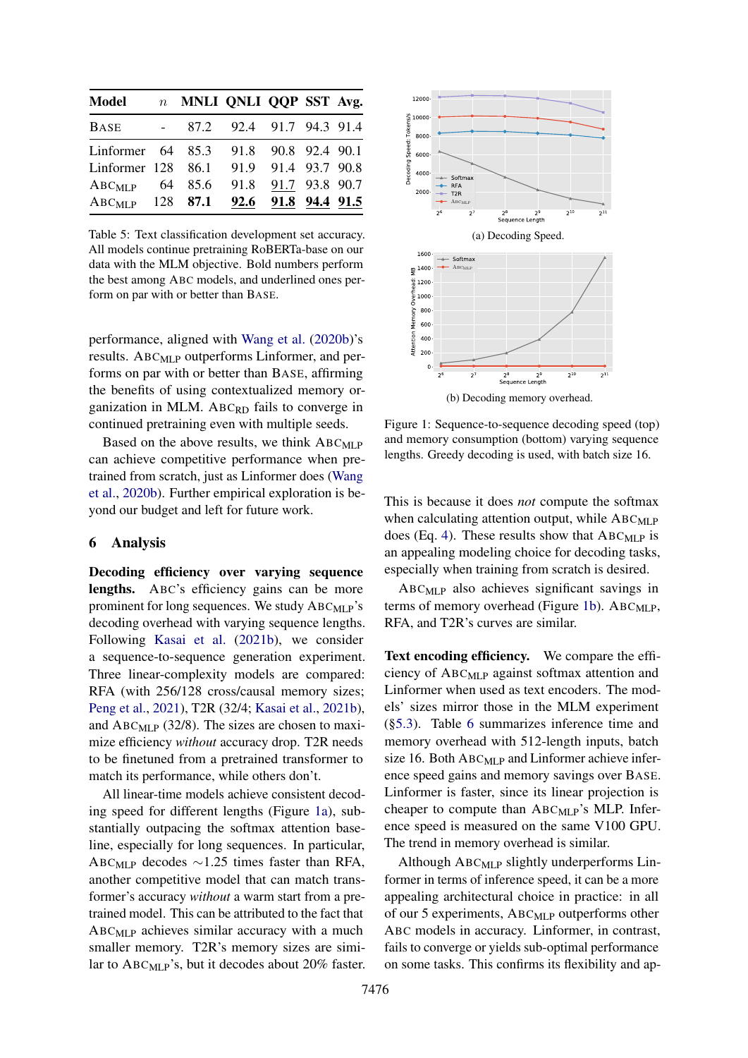| Model | $n$ | MNLI | QNLI | QQP | SST | Avg. |
|---|---|---|---|---|---|---|
| BASE | - | 87.2 | 92.4 | 91.7 | 94.3 | 91.4 |
| Linformer | 64 | 85.3 | 91.8 | 90.8 | 92.4 | 90.1 |
| Linformer | 128 | 86.1 | 91.9 | 91.4 | 93.7 | 90.8 |
| ABC$_{\text{MLP}}$ | 64 | 85.6 | 91.8 | <u>91.7</u> | 93.8 | 90.7 |
| ABC$_{\text{MLP}}$ | 128 | **87.1** | <u>**92.6**</u> | <u>**91.8**</u> | <u>**94.4**</u> | <u>**91.5**</u> |

Table 5: Text classification development set accuracy. All models continue pretraining RoBERTa-base on our data with the MLM objective. Bold numbers perform the best among ABC models, and underlined ones perform on par with or better than BASE.

performance, aligned with Wang et al. (2020b)'s results. ABC$_{\text{MLP}}$ outperforms Linformer, and performs on par with or better than BASE, affirming the benefits of using contextualized memory organization in MLM. ABC$_{\text{RD}}$ fails to converge in continued pretraining even with multiple seeds.

Based on the above results, we think ABC$_{\text{MLP}}$ can achieve competitive performance when pretrained from scratch, just as Linformer does (Wang et al., 2020b). Further empirical exploration is beyond our budget and left for future work.

## 6 Analysis

**Decoding efficiency over varying sequence lengths.** ABC's efficiency gains can be more prominent for long sequences. We study ABC$_{\text{MLP}}$'s decoding overhead with varying sequence lengths. Following Kasai et al. (2021b), we consider a sequence-to-sequence generation experiment. Three linear-complexity models are compared: RFA (with 256/128 cross/causal memory sizes; Peng et al., 2021), T2R (32/4; Kasai et al., 2021b), and ABC$_{\text{MLP}}$ (32/8). The sizes are chosen to maximize efficiency *without* accuracy drop. T2R needs to be finetuned from a pretrained transformer to match its performance, while others don't.

All linear-time models achieve consistent decoding speed for different lengths (Figure 1a), substantially outpacing the softmax attention baseline, especially for long sequences. In particular, ABC$_{\text{MLP}}$ decodes $\sim$1.25 times faster than RFA, another competitive model that can match transformer's accuracy *without* a warm start from a pretrained model. This can be attributed to the fact that ABC$_{\text{MLP}}$ achieves similar accuracy with a much smaller memory. T2R's memory sizes are similar to ABC$_{\text{MLP}}$'s, but it decodes about 20% faster.

(a) Decoding Speed.

(b) Decoding memory overhead.

Figure 1: Sequence-to-sequence decoding speed (top) and memory consumption (bottom) varying sequence lengths. Greedy decoding is used, with batch size 16.

This is because it does *not* compute the softmax when calculating attention output, while ABC$_{\text{MLP}}$ does (Eq. 4). These results show that ABC$_{\text{MLP}}$ is an appealing modeling choice for decoding tasks, especially when training from scratch is desired.

ABC$_{\text{MLP}}$ also achieves significant savings in terms of memory overhead (Figure 1b). ABC$_{\text{MLP}}$, RFA, and T2R's curves are similar.

**Text encoding efficiency.** We compare the efficiency of ABC$_{\text{MLP}}$ against softmax attention and Linformer when used as text encoders. The models' sizes mirror those in the MLM experiment (§5.3). Table 6 summarizes inference time and memory overhead with 512-length inputs, batch size 16. Both ABC$_{\text{MLP}}$ and Linformer achieve inference speed gains and memory savings over BASE. Linformer is faster, since its linear projection is cheaper to compute than ABC$_{\text{MLP}}$'s MLP. Inference speed is measured on the same V100 GPU. The trend in memory overhead is similar.

Although ABC$_{\text{MLP}}$ slightly underperforms Linformer in terms of inference speed, it can be a more appealing architectural choice in practice: in all of our 5 experiments, ABC$_{\text{MLP}}$ outperforms other ABC models in accuracy. Linformer, in contrast, fails to converge or yields sub-optimal performance on some tasks. This confirms its flexibility and ap-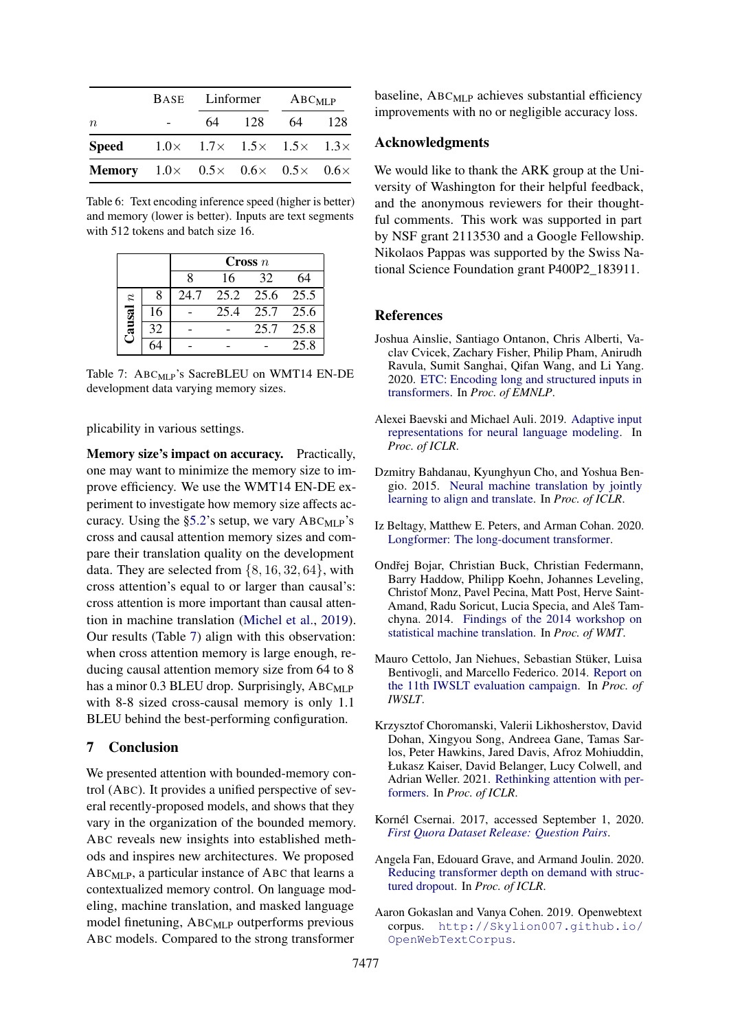| | Base | Linformer | | ABC$_{\text{MLP}}$ | |
|---|---|---|---|---|---|
| $n$ | - | 64 | 128 | 64 | 128 |
| **Speed** | 1.0× | 1.7× | 1.5× | 1.5× | 1.3× |
| **Memory** | 1.0× | 0.5× | 0.6× | 0.5× | 0.6× |

Table 6: Text encoding inference speed (higher is better) and memory (lower is better). Inputs are text segments with 512 tokens and batch size 16.

| | | **Cross $n$** | | | |
|---|---|---|---|---|---|
| | | 8 | 16 | 32 | 64 |
| **Causal $n$** | 8 | 24.7 | 25.2 | 25.6 | 25.5 |
| | 16 | - | 25.4 | 25.7 | 25.6 |
| | 32 | - | - | 25.7 | 25.8 |
| | 64 | - | - | - | 25.8 |

Table 7: ABC$_{\text{MLP}}$'s SacreBLEU on WMT14 EN-DE development data varying memory sizes.

plicability in various settings.

**Memory size's impact on accuracy.** Practically, one may want to minimize the memory size to improve efficiency. We use the WMT14 EN-DE experiment to investigate how memory size affects accuracy. Using the §5.2's setup, we vary ABC$_{\text{MLP}}$'s cross and causal attention memory sizes and compare their translation quality on the development data. They are selected from $\{8, 16, 32, 64\}$, with cross attention's equal to or larger than causal's: cross attention is more important than causal attention in machine translation (Michel et al., 2019). Our results (Table 7) align with this observation: when cross attention memory is large enough, reducing causal attention memory size from 64 to 8 has a minor 0.3 BLEU drop. Surprisingly, ABC$_{\text{MLP}}$ with 8-8 sized cross-causal memory is only 1.1 BLEU behind the best-performing configuration.

## 7 Conclusion

We presented attention with bounded-memory control (ABC). It provides a unified perspective of several recently-proposed models, and shows that they vary in the organization of the bounded memory. ABC reveals new insights into established methods and inspires new architectures. We proposed ABC$_{\text{MLP}}$, a particular instance of ABC that learns a contextualized memory control. On language modeling, machine translation, and masked language model finetuning, ABC$_{\text{MLP}}$ outperforms previous ABC models. Compared to the strong transformer baseline, ABC$_{\text{MLP}}$ achieves substantial efficiency improvements with no or negligible accuracy loss.

## Acknowledgments

We would like to thank the ARK group at the University of Washington for their helpful feedback, and the anonymous reviewers for their thoughtful comments. This work was supported in part by NSF grant 2113530 and a Google Fellowship. Nikolaos Pappas was supported by the Swiss National Science Foundation grant P400P2_183911.

## References

Joshua Ainslie, Santiago Ontanon, Chris Alberti, Vaclav Cvicek, Zachary Fisher, Philip Pham, Anirudh Ravula, Sumit Sanghai, Qifan Wang, and Li Yang. 2020. ETC: Encoding long and structured inputs in transformers. In *Proc. of EMNLP*.

Alexei Baevski and Michael Auli. 2019. Adaptive input representations for neural language modeling. In *Proc. of ICLR*.

Dzmitry Bahdanau, Kyunghyun Cho, and Yoshua Bengio. 2015. Neural machine translation by jointly learning to align and translate. In *Proc. of ICLR*.

Iz Beltagy, Matthew E. Peters, and Arman Cohan. 2020. Longformer: The long-document transformer.

Ondřej Bojar, Christian Buck, Christian Federmann, Barry Haddow, Philipp Koehn, Johannes Leveling, Christof Monz, Pavel Pecina, Matt Post, Herve Saint-Amand, Radu Soricut, Lucia Specia, and Aleš Tamchyna. 2014. Findings of the 2014 workshop on statistical machine translation. In *Proc. of WMT*.

Mauro Cettolo, Jan Niehues, Sebastian Stüker, Luisa Bentivogli, and Marcello Federico. 2014. Report on the 11th IWSLT evaluation campaign. In *Proc. of IWSLT*.

Krzysztof Choromanski, Valerii Likhosherstov, David Dohan, Xingyou Song, Andreea Gane, Tamas Sarlos, Peter Hawkins, Jared Davis, Afroz Mohiuddin, Łukasz Kaiser, David Belanger, Lucy Colwell, and Adrian Weller. 2021. Rethinking attention with performers. In *Proc. of ICLR*.

Kornél Csernai. 2017, accessed September 1, 2020. *First Quora Dataset Release: Question Pairs*.

Angela Fan, Edouard Grave, and Armand Joulin. 2020. Reducing transformer depth on demand with structured dropout. In *Proc. of ICLR*.

Aaron Gokaslan and Vanya Cohen. 2019. Openwebtext corpus. http://Skylion007.github.io/OpenWebTextCorpus.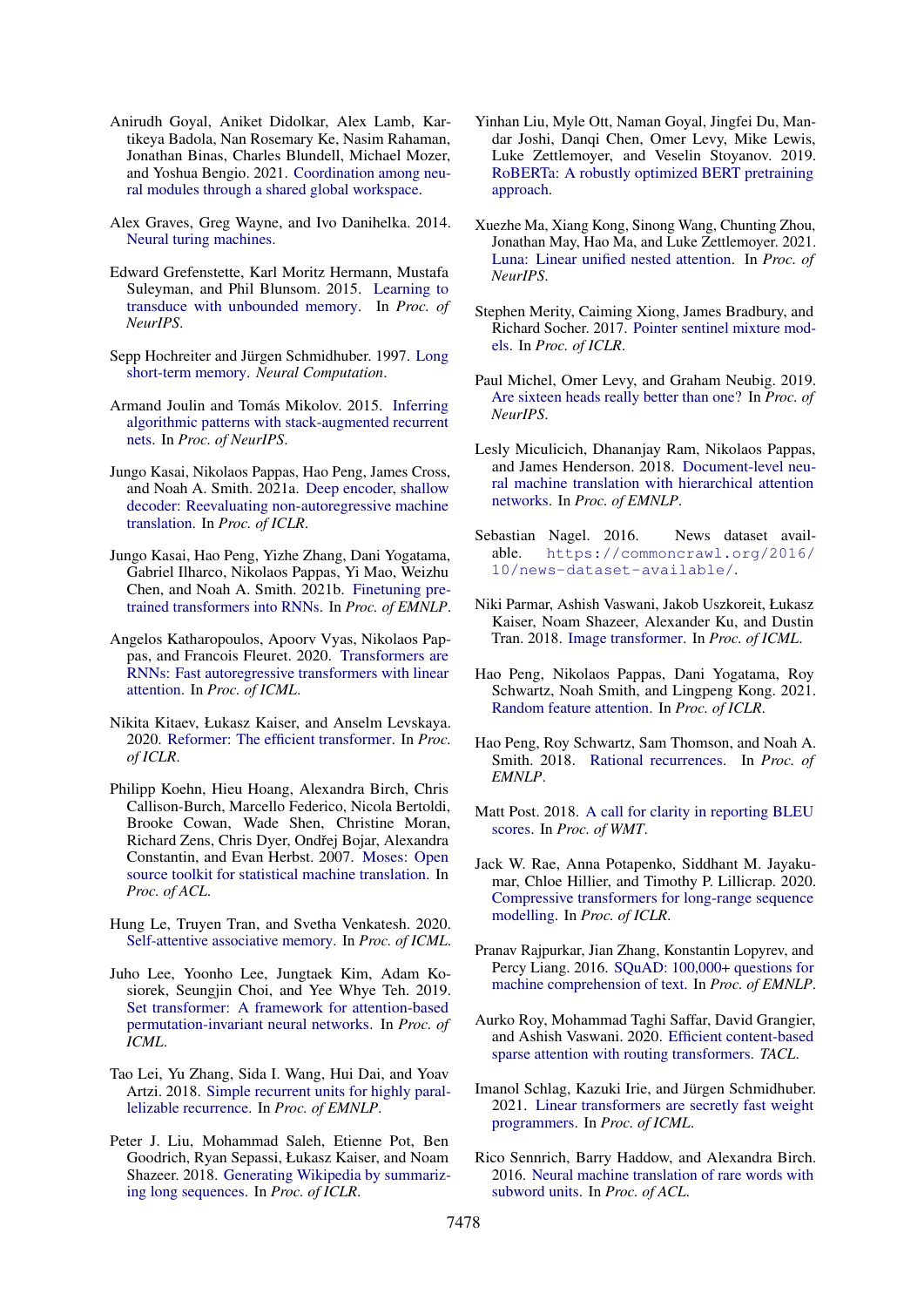Anirudh Goyal, Aniket Didolkar, Alex Lamb, Kartikeya Badola, Nan Rosemary Ke, Nasim Rahaman, Jonathan Binas, Charles Blundell, Michael Mozer, and Yoshua Bengio. 2021. Coordination among neural modules through a shared global workspace.

Alex Graves, Greg Wayne, and Ivo Danihelka. 2014. Neural turing machines.

Edward Grefenstette, Karl Moritz Hermann, Mustafa Suleyman, and Phil Blunsom. 2015. Learning to transduce with unbounded memory. In *Proc. of NeurIPS*.

Sepp Hochreiter and Jürgen Schmidhuber. 1997. Long short-term memory. *Neural Computation*.

Armand Joulin and Tomás Mikolov. 2015. Inferring algorithmic patterns with stack-augmented recurrent nets. In *Proc. of NeurIPS*.

Jungo Kasai, Nikolaos Pappas, Hao Peng, James Cross, and Noah A. Smith. 2021a. Deep encoder, shallow decoder: Reevaluating non-autoregressive machine translation. In *Proc. of ICLR*.

Jungo Kasai, Hao Peng, Yizhe Zhang, Dani Yogatama, Gabriel Ilharco, Nikolaos Pappas, Yi Mao, Weizhu Chen, and Noah A. Smith. 2021b. Finetuning pretrained transformers into RNNs. In *Proc. of EMNLP*.

Angelos Katharopoulos, Apoorv Vyas, Nikolaos Pappas, and Francois Fleuret. 2020. Transformers are RNNs: Fast autoregressive transformers with linear attention. In *Proc. of ICML*.

Nikita Kitaev, Łukasz Kaiser, and Anselm Levskaya. 2020. Reformer: The efficient transformer. In *Proc. of ICLR*.

Philipp Koehn, Hieu Hoang, Alexandra Birch, Chris Callison-Burch, Marcello Federico, Nicola Bertoldi, Brooke Cowan, Wade Shen, Christine Moran, Richard Zens, Chris Dyer, Ondřej Bojar, Alexandra Constantin, and Evan Herbst. 2007. Moses: Open source toolkit for statistical machine translation. In *Proc. of ACL*.

Hung Le, Truyen Tran, and Svetha Venkatesh. 2020. Self-attentive associative memory. In *Proc. of ICML*.

Juho Lee, Yoonho Lee, Jungtaek Kim, Adam Kosiorek, Seungjin Choi, and Yee Whye Teh. 2019. Set transformer: A framework for attention-based permutation-invariant neural networks. In *Proc. of ICML*.

Tao Lei, Yu Zhang, Sida I. Wang, Hui Dai, and Yoav Artzi. 2018. Simple recurrent units for highly parallelizable recurrence. In *Proc. of EMNLP*.

Peter J. Liu, Mohammad Saleh, Etienne Pot, Ben Goodrich, Ryan Sepassi, Łukasz Kaiser, and Noam Shazeer. 2018. Generating Wikipedia by summarizing long sequences. In *Proc. of ICLR*.

Yinhan Liu, Myle Ott, Naman Goyal, Jingfei Du, Mandar Joshi, Danqi Chen, Omer Levy, Mike Lewis, Luke Zettlemoyer, and Veselin Stoyanov. 2019. RoBERTa: A robustly optimized BERT pretraining approach.

Xuezhe Ma, Xiang Kong, Sinong Wang, Chunting Zhou, Jonathan May, Hao Ma, and Luke Zettlemoyer. 2021. Luna: Linear unified nested attention. In *Proc. of NeurIPS*.

Stephen Merity, Caiming Xiong, James Bradbury, and Richard Socher. 2017. Pointer sentinel mixture models. In *Proc. of ICLR*.

Paul Michel, Omer Levy, and Graham Neubig. 2019. Are sixteen heads really better than one? In *Proc. of NeurIPS*.

Lesly Miculicich, Dhananjay Ram, Nikolaos Pappas, and James Henderson. 2018. Document-level neural machine translation with hierarchical attention networks. In *Proc. of EMNLP*.

Sebastian Nagel. 2016. News dataset available. https://commoncrawl.org/2016/10/news-dataset-available/.

Niki Parmar, Ashish Vaswani, Jakob Uszkoreit, Łukasz Kaiser, Noam Shazeer, Alexander Ku, and Dustin Tran. 2018. Image transformer. In *Proc. of ICML*.

Hao Peng, Nikolaos Pappas, Dani Yogatama, Roy Schwartz, Noah Smith, and Lingpeng Kong. 2021. Random feature attention. In *Proc. of ICLR*.

Hao Peng, Roy Schwartz, Sam Thomson, and Noah A. Smith. 2018. Rational recurrences. In *Proc. of EMNLP*.

Matt Post. 2018. A call for clarity in reporting BLEU scores. In *Proc. of WMT*.

Jack W. Rae, Anna Potapenko, Siddhant M. Jayakumar, Chloe Hillier, and Timothy P. Lillicrap. 2020. Compressive transformers for long-range sequence modelling. In *Proc. of ICLR*.

Pranav Rajpurkar, Jian Zhang, Konstantin Lopyrev, and Percy Liang. 2016. SQuAD: 100,000+ questions for machine comprehension of text. In *Proc. of EMNLP*.

Aurko Roy, Mohammad Taghi Saffar, David Grangier, and Ashish Vaswani. 2020. Efficient content-based sparse attention with routing transformers. *TACL*.

Imanol Schlag, Kazuki Irie, and Jürgen Schmidhuber. 2021. Linear transformers are secretly fast weight programmers. In *Proc. of ICML*.

Rico Sennrich, Barry Haddow, and Alexandra Birch. 2016. Neural machine translation of rare words with subword units. In *Proc. of ACL*.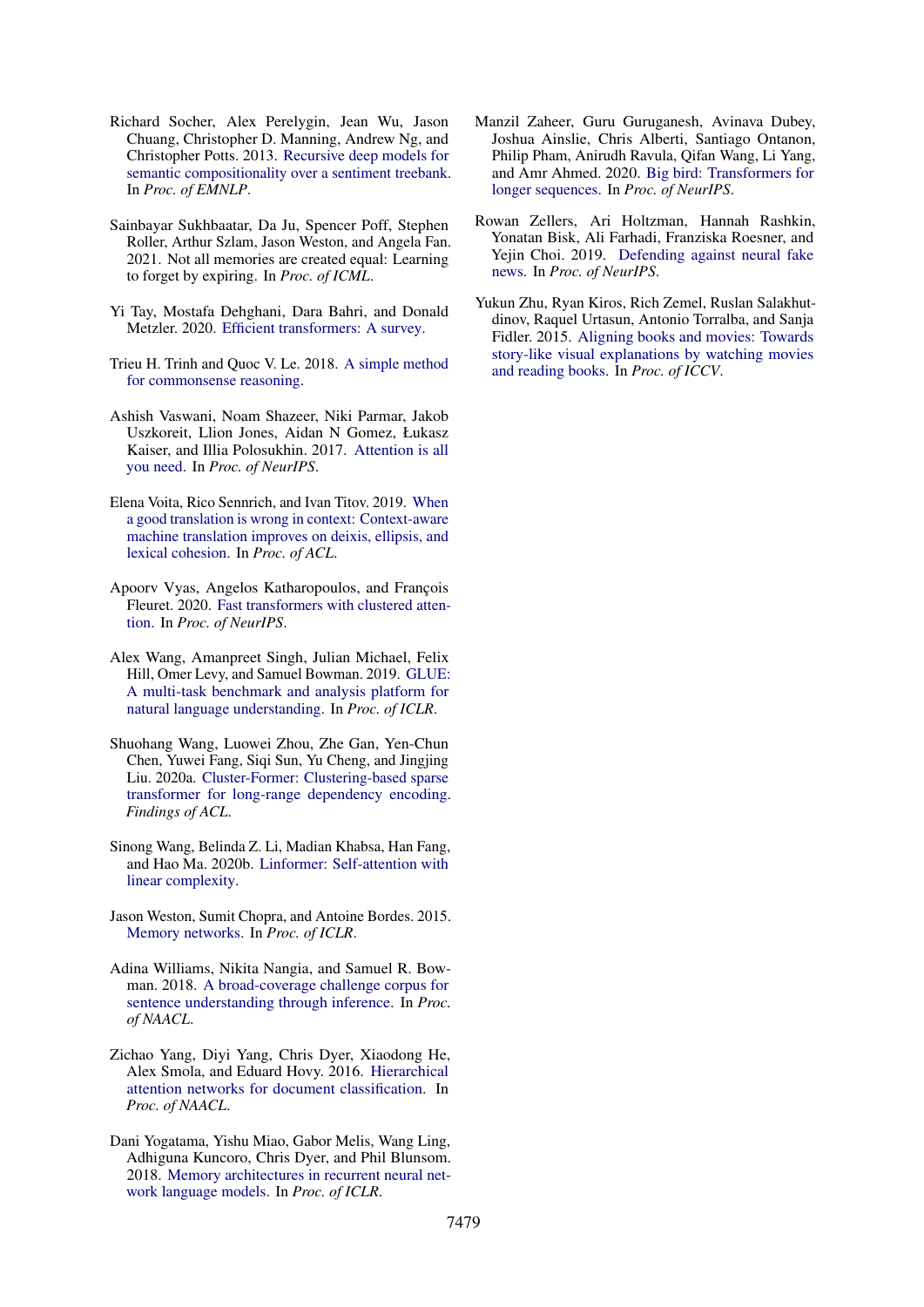Richard Socher, Alex Perelygin, Jean Wu, Jason Chuang, Christopher D. Manning, Andrew Ng, and Christopher Potts. 2013. Recursive deep models for semantic compositionality over a sentiment treebank. In *Proc. of EMNLP*.

Sainbayar Sukhbaatar, Da Ju, Spencer Poff, Stephen Roller, Arthur Szlam, Jason Weston, and Angela Fan. 2021. Not all memories are created equal: Learning to forget by expiring. In *Proc. of ICML*.

Yi Tay, Mostafa Dehghani, Dara Bahri, and Donald Metzler. 2020. Efficient transformers: A survey.

Trieu H. Trinh and Quoc V. Le. 2018. A simple method for commonsense reasoning.

Ashish Vaswani, Noam Shazeer, Niki Parmar, Jakob Uszkoreit, Llion Jones, Aidan N Gomez, Łukasz Kaiser, and Illia Polosukhin. 2017. Attention is all you need. In *Proc. of NeurIPS*.

Elena Voita, Rico Sennrich, and Ivan Titov. 2019. When a good translation is wrong in context: Context-aware machine translation improves on deixis, ellipsis, and lexical cohesion. In *Proc. of ACL*.

Apoorv Vyas, Angelos Katharopoulos, and François Fleuret. 2020. Fast transformers with clustered attention. In *Proc. of NeurIPS*.

Alex Wang, Amanpreet Singh, Julian Michael, Felix Hill, Omer Levy, and Samuel Bowman. 2019. GLUE: A multi-task benchmark and analysis platform for natural language understanding. In *Proc. of ICLR*.

Shuohang Wang, Luowei Zhou, Zhe Gan, Yen-Chun Chen, Yuwei Fang, Siqi Sun, Yu Cheng, and Jingjing Liu. 2020a. Cluster-Former: Clustering-based sparse transformer for long-range dependency encoding. *Findings of ACL*.

Sinong Wang, Belinda Z. Li, Madian Khabsa, Han Fang, and Hao Ma. 2020b. Linformer: Self-attention with linear complexity.

Jason Weston, Sumit Chopra, and Antoine Bordes. 2015. Memory networks. In *Proc. of ICLR*.

Adina Williams, Nikita Nangia, and Samuel R. Bowman. 2018. A broad-coverage challenge corpus for sentence understanding through inference. In *Proc. of NAACL*.

Zichao Yang, Diyi Yang, Chris Dyer, Xiaodong He, Alex Smola, and Eduard Hovy. 2016. Hierarchical attention networks for document classification. In *Proc. of NAACL*.

Dani Yogatama, Yishu Miao, Gabor Melis, Wang Ling, Adhiguna Kuncoro, Chris Dyer, and Phil Blunsom. 2018. Memory architectures in recurrent neural network language models. In *Proc. of ICLR*.

Manzil Zaheer, Guru Guruganesh, Avinava Dubey, Joshua Ainslie, Chris Alberti, Santiago Ontanon, Philip Pham, Anirudh Ravula, Qifan Wang, Li Yang, and Amr Ahmed. 2020. Big bird: Transformers for longer sequences. In *Proc. of NeurIPS*.

Rowan Zellers, Ari Holtzman, Hannah Rashkin, Yonatan Bisk, Ali Farhadi, Franziska Roesner, and Yejin Choi. 2019. Defending against neural fake news. In *Proc. of NeurIPS*.

Yukun Zhu, Ryan Kiros, Rich Zemel, Ruslan Salakhutdinov, Raquel Urtasun, Antonio Torralba, and Sanja Fidler. 2015. Aligning books and movies: Towards story-like visual explanations by watching movies and reading books. In *Proc. of ICCV*.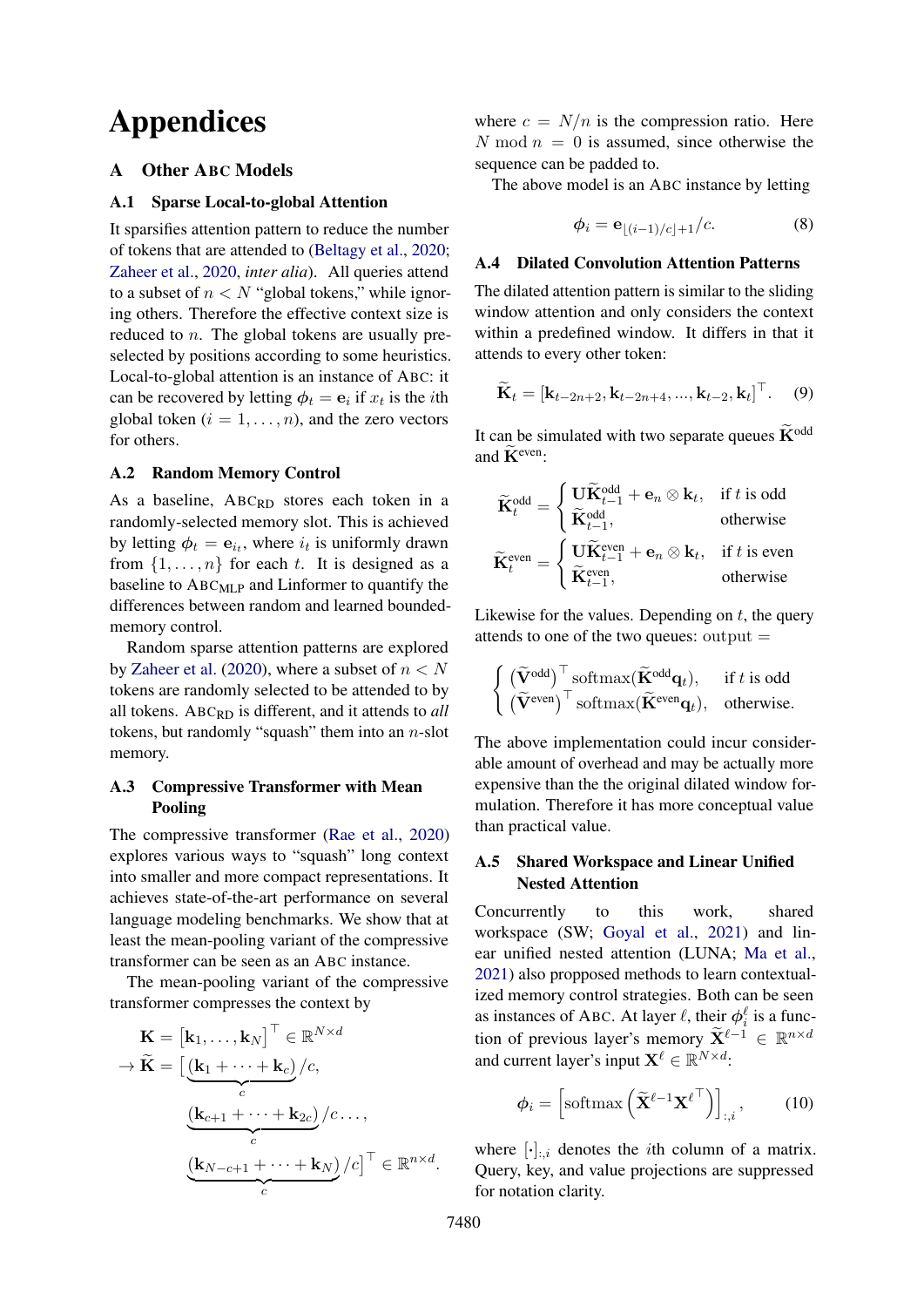# Appendices

## A Other ABC Models

### A.1 Sparse Local-to-global Attention

It sparsifies attention pattern to reduce the number of tokens that are attended to (Beltagy et al., 2020; Zaheer et al., 2020, *inter alia*). All queries attend to a subset of $n < N$ "global tokens," while ignoring others. Therefore the effective context size is reduced to $n$. The global tokens are usually pre-selected by positions according to some heuristics. Local-to-global attention is an instance of ABC: it can be recovered by letting $\boldsymbol{\phi}_t = \mathbf{e}_i$ if $x_t$ is the $i$th global token ($i = 1, \ldots, n$), and the zero vectors for others.

### A.2 Random Memory Control

As a baseline, $\text{ABC}_{\text{RD}}$ stores each token in a randomly-selected memory slot. This is achieved by letting $\boldsymbol{\phi}_t = \mathbf{e}_{i_t}$, where $i_t$ is uniformly drawn from $\{1, \ldots, n\}$ for each $t$. It is designed as a baseline to $\text{ABC}_{\text{MLP}}$ and Linformer to quantify the differences between random and learned bounded-memory control.

Random sparse attention patterns are explored by Zaheer et al. (2020), where a subset of $n < N$ tokens are randomly selected to be attended to by all tokens. $\text{ABC}_{\text{RD}}$ is different, and it attends to *all* tokens, but randomly "squash" them into an $n$-slot memory.

### A.3 Compressive Transformer with Mean Pooling

The compressive transformer (Rae et al., 2020) explores various ways to "squash" long context into smaller and more compact representations. It achieves state-of-the-art performance on several language modeling benchmarks. We show that at least the mean-pooling variant of the compressive transformer can be seen as an ABC instance.

The mean-pooling variant of the compressive transformer compresses the context by

$$
\begin{aligned}
&\mathbf{K} = \left[\mathbf{k}_1, \ldots, \mathbf{k}_N\right]^\top \in \mathbb{R}^{N \times d} \\
\rightarrow\ &\widetilde{\mathbf{K}} = \Big[\underbrace{(\mathbf{k}_1 + \cdots + \mathbf{k}_c)}_{c}/c, \\
&\underbrace{(\mathbf{k}_{c+1} + \cdots + \mathbf{k}_{2c})}_{c}/c \ldots, \\
&\underbrace{(\mathbf{k}_{N-c+1} + \cdots + \mathbf{k}_N)}_{c}/c\Big]^\top \in \mathbb{R}^{n \times d}.
\end{aligned}
$$

where $c = N/n$ is the compression ratio. Here $N \bmod n = 0$ is assumed, since otherwise the sequence can be padded to.

The above model is an ABC instance by letting

$$
\boldsymbol{\phi}_i = \mathbf{e}_{\lfloor (i-1)/c \rfloor + 1}/c. \tag{8}
$$

### A.4 Dilated Convolution Attention Patterns

The dilated attention pattern is similar to the sliding window attention and only considers the context within a predefined window. It differs in that it attends to every other token:

$$
\widetilde{\mathbf{K}}_t = \left[\mathbf{k}_{t-2n+2}, \mathbf{k}_{t-2n+4}, ..., \mathbf{k}_{t-2}, \mathbf{k}_t\right]^\top. \tag{9}
$$

It can be simulated with two separate queues $\widetilde{\mathbf{K}}^{\text{odd}}$ and $\widetilde{\mathbf{K}}^{\text{even}}$:

$$
\widetilde{\mathbf{K}}_t^{\text{odd}} = \begin{cases} \mathbf{U}\widetilde{\mathbf{K}}_{t-1}^{\text{odd}} + \mathbf{e}_n \otimes \mathbf{k}_t, & \text{if } t \text{ is odd} \\ \widetilde{\mathbf{K}}_{t-1}^{\text{odd}}, & \text{otherwise} \end{cases}
$$

$$
\widetilde{\mathbf{K}}_t^{\text{even}} = \begin{cases} \mathbf{U}\widetilde{\mathbf{K}}_{t-1}^{\text{even}} + \mathbf{e}_n \otimes \mathbf{k}_t, & \text{if } t \text{ is even} \\ \widetilde{\mathbf{K}}_{t-1}^{\text{even}}, & \text{otherwise} \end{cases}
$$

Likewise for the values. Depending on $t$, the query attends to one of the two queues: $\text{output} =$

$$
\begin{cases} \left(\widetilde{\mathbf{V}}^{\text{odd}}\right)^\top \text{softmax}(\widetilde{\mathbf{K}}^{\text{odd}}\mathbf{q}_t), & \text{if } t \text{ is odd} \\ \left(\widetilde{\mathbf{V}}^{\text{even}}\right)^\top \text{softmax}(\widetilde{\mathbf{K}}^{\text{even}}\mathbf{q}_t), & \text{otherwise.} \end{cases}
$$

The above implementation could incur considerable amount of overhead and may be actually more expensive than the the original dilated window formulation. Therefore it has more conceptual value than practical value.

### A.5 Shared Workspace and Linear Unified Nested Attention

Concurrently to this work, shared workspace (SW; Goyal et al., 2021) and linear unified nested attention (LUNA; Ma et al., 2021) also proposed methods to learn contextualized memory control strategies. Both can be seen as instances of ABC. At layer $\ell$, their $\boldsymbol{\phi}_i^\ell$ is a function of previous layer's memory $\widetilde{\mathbf{X}}^{\ell-1} \in \mathbb{R}^{n \times d}$ and current layer's input $\mathbf{X}^\ell \in \mathbb{R}^{N \times d}$:

$$
\boldsymbol{\phi}_i = \left[\text{softmax}\left(\widetilde{\mathbf{X}}^{\ell-1}{\mathbf{X}^{\ell}}^\top\right)\right]_{:,i}, \tag{10}
$$

where $[\cdot]_{:,i}$ denotes the $i$th column of a matrix. Query, key, and value projections are suppressed for notation clarity.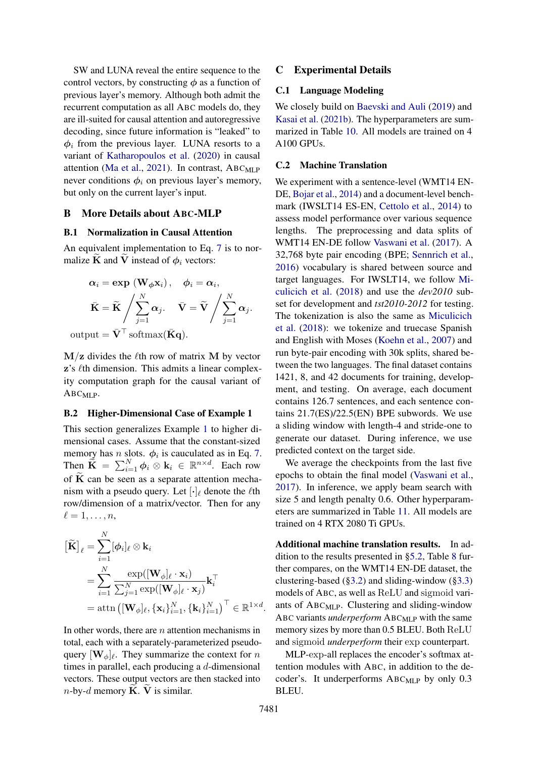SW and LUNA reveal the entire sequence to the control vectors, by constructing $\phi$ as a function of previous layer's memory. Although both admit the recurrent computation as all ABC models do, they are ill-suited for causal attention and autoregressive decoding, since future information is "leaked" to $\phi_i$ from the previous layer. LUNA resorts to a variant of Katharopoulos et al. (2020) in causal attention (Ma et al., 2021). In contrast, $\text{ABC}_{\text{MLP}}$ never conditions $\phi_i$ on previous layer's memory, but only on the current layer's input.

## B More Details about ABC-MLP

### B.1 Normalization in Causal Attention

An equivalent implementation to Eq. 7 is to normalize $\widetilde{\mathbf{K}}$ and $\widetilde{\mathbf{V}}$ instead of $\phi_i$ vectors:

$$
\begin{aligned}
\boldsymbol{\alpha}_i &= \exp\left(\mathbf{W}_\phi \mathbf{x}_i\right), \quad \boldsymbol{\phi}_i = \boldsymbol{\alpha}_i, \\
\bar{\mathbf{K}} &= \widetilde{\mathbf{K}} \Big/ \sum_{j=1}^{N} \boldsymbol{\alpha}_j, \quad \bar{\mathbf{V}} = \widetilde{\mathbf{V}} \Big/ \sum_{j=1}^{N} \boldsymbol{\alpha}_j. \\
\text{output} &= \bar{\mathbf{V}}^\top \operatorname{softmax}(\bar{\mathbf{K}} \mathbf{q}).
\end{aligned}
$$

$\mathbf{M}/\mathbf{z}$ divides the $\ell$th row of matrix $\mathbf{M}$ by vector $\mathbf{z}$'s $\ell$th dimension. This admits a linear complexity computation graph for the causal variant of $\text{ABC}_{\text{MLP}}$.

### B.2 Higher-Dimensional Case of Example 1

This section generalizes Example 1 to higher dimensional cases. Assume that the constant-sized memory has $n$ slots. $\phi_i$ is cauculated as in Eq. 7. Then $\widetilde{\mathbf{K}} = \sum_{i=1}^{N} \phi_i \otimes \mathbf{k}_i \in \mathbb{R}^{n \times d}$. Each row of $\widetilde{\mathbf{K}}$ can be seen as a separate attention mechanism with a pseudo query. Let $[\cdot]_\ell$ denote the $\ell$th row/dimension of a matrix/vector. Then for any $\ell = 1, \ldots, n$,

$$
\begin{aligned}
[\widetilde{\mathbf{K}}]_\ell &= \sum_{i=1}^{N} [\phi_i]_\ell \otimes \mathbf{k}_i \\
&= \sum_{i=1}^{N} \frac{\exp([\mathbf{W}_\phi]_\ell \cdot \mathbf{x}_i)}{\sum_{j=1}^{N} \exp([\mathbf{W}_\phi]_\ell \cdot \mathbf{x}_j)} \mathbf{k}_i^\top \\
&= \operatorname{attn}\left([\mathbf{W}_\phi]_\ell, \{\mathbf{x}_i\}_{i=1}^{N}, \{\mathbf{k}_i\}_{i=1}^{N}\right)^\top \in \mathbb{R}^{1 \times d}.
\end{aligned}
$$

In other words, there are $n$ attention mechanisms in total, each with a separately-parameterized pseudo-query $[\mathbf{W}_\phi]_\ell$. They summarize the context for $n$ times in parallel, each producing a $d$-dimensional vectors. These output vectors are then stacked into $n$-by-$d$ memory $\widetilde{\mathbf{K}}$. $\widetilde{\mathbf{V}}$ is similar.

## C Experimental Details

### C.1 Language Modeling

We closely build on Baevski and Auli (2019) and Kasai et al. (2021b). The hyperparameters are summarized in Table 10. All models are trained on 4 A100 GPUs.

### C.2 Machine Translation

We experiment with a sentence-level (WMT14 EN-DE, Bojar et al., 2014) and a document-level benchmark (IWSLT14 ES-EN, Cettolo et al., 2014) to assess model performance over various sequence lengths. The preprocessing and data splits of WMT14 EN-DE follow Vaswani et al. (2017). A 32,768 byte pair encoding (BPE; Sennrich et al., 2016) vocabulary is shared between source and target languages. For IWSLT14, we follow Miculicich et al. (2018) and use the *dev2010* subset for development and *tst2010-2012* for testing. The tokenization is also the same as Miculicich et al. (2018): we tokenize and truecase Spanish and English with Moses (Koehn et al., 2007) and run byte-pair encoding with 30k splits, shared between the two languages. The final dataset contains 1421, 8, and 42 documents for training, development, and testing. On average, each document contains 126.7 sentences, and each sentence contains 21.7(ES)/22.5(EN) BPE subwords. We use a sliding window with length-4 and stride-one to generate our dataset. During inference, we use predicted context on the target side.

We average the checkpoints from the last five epochs to obtain the final model (Vaswani et al., 2017). In inference, we apply beam search with size 5 and length penalty 0.6. Other hyperparameters are summarized in Table 11. All models are trained on 4 RTX 2080 Ti GPUs.

**Additional machine translation results.** In addition to the results presented in §5.2, Table 8 further compares, on the WMT14 EN-DE dataset, the clustering-based (§3.2) and sliding-window (§3.3) models of ABC, as well as ReLU and sigmoid variants of $\text{ABC}_{\text{MLP}}$. Clustering and sliding-window ABC variants *underperform* $\text{ABC}_{\text{MLP}}$ with the same memory sizes by more than 0.5 BLEU. Both ReLU and sigmoid *underperform* their exp counterpart.

MLP-exp-all replaces the encoder's softmax attention modules with ABC, in addition to the decoder's. It underperforms $\text{ABC}_{\text{MLP}}$ by only 0.3 BLEU.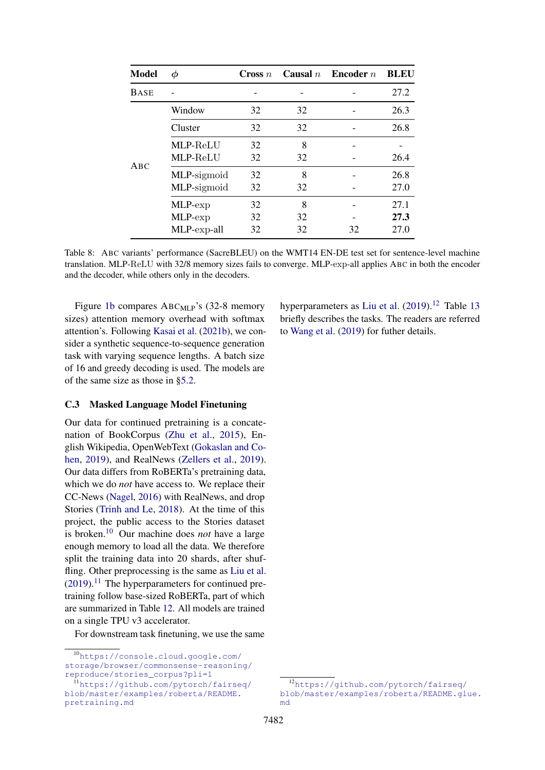| Model | $\phi$ | Cross $n$ | Causal $n$ | Encoder $n$ | BLEU |
|---|---|---|---|---|---|
| BASE | - | - | - | - | 27.2 |
| ABC | Window | 32 | 32 | - | 26.3 |
| | Cluster | 32 | 32 | - | 26.8 |
| | MLP-ReLU | 32 | 8 | - | - |
| | MLP-ReLU | 32 | 32 | - | 26.4 |
| | MLP-sigmoid | 32 | 8 | - | 26.8 |
| | MLP-sigmoid | 32 | 32 | - | 27.0 |
| | MLP-exp | 32 | 8 | - | 27.1 |
| | MLP-exp | 32 | 32 | - | **27.3** |
| | MLP-exp-all | 32 | 32 | 32 | 27.0 |

Table 8: ABC variants' performance (SacreBLEU) on the WMT14 EN-DE test set for sentence-level machine translation. MLP-ReLU with 32/8 memory sizes fails to converge. MLP-exp-all applies ABC in both the encoder and the decoder, while others only in the decoders.

Figure 1b compares $\text{ABC}_{\text{MLP}}$'s (32-8 memory sizes) attention memory overhead with softmax attention's. Following Kasai et al. (2021b), we consider a synthetic sequence-to-sequence generation task with varying sequence lengths. A batch size of 16 and greedy decoding is used. The models are of the same size as those in §5.2.

### C.3 Masked Language Model Finetuning

Our data for continued pretraining is a concatenation of BookCorpus (Zhu et al., 2015), English Wikipedia, OpenWebText (Gokaslan and Cohen, 2019), and RealNews (Zellers et al., 2019). Our data differs from RoBERTa's pretraining data, which we do *not* have access to. We replace their CC-News (Nagel, 2016) with RealNews, and drop Stories (Trinh and Le, 2018). At the time of this project, the public access to the Stories dataset is broken.[10] Our machine does *not* have a large enough memory to load all the data. We therefore split the training data into 20 shards, after shuffling. Other preprocessing is the same as Liu et al. (2019).[11] The hyperparameters for continued pretraining follow base-sized RoBERTa, part of which are summarized in Table 12. All models are trained on a single TPU v3 accelerator.

For downstream task finetuning, we use the same hyperparameters as Liu et al. (2019).[12] Table 13 briefly describes the tasks. The readers are referred to Wang et al. (2019) for futher details.

[10] https://console.cloud.google.com/storage/browser/commonsense-reasoning/reproduce/stories_corpus?pli=1

[11] https://github.com/pytorch/fairseq/blob/master/examples/roberta/README.pretraining.md

[12] https://github.com/pytorch/fairseq/blob/master/examples/roberta/README.glue.md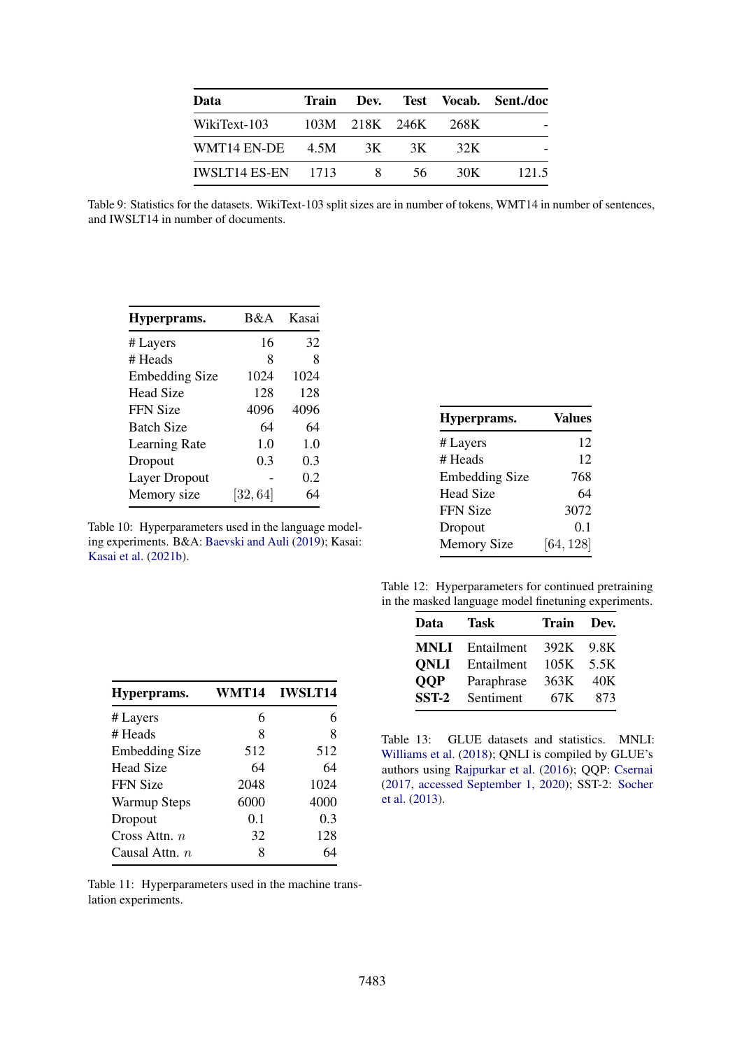| Data | Train | Dev. | Test | Vocab. | Sent./doc |
|---|---|---|---|---|---|
| WikiText-103 | 103M | 218K | 246K | 268K | - |
| WMT14 EN-DE | 4.5M | 3K | 3K | 32K | - |
| IWSLT14 ES-EN | 1713 | 8 | 56 | 30K | 121.5 |

Table 9: Statistics for the datasets. WikiText-103 split sizes are in number of tokens, WMT14 in number of sentences, and IWSLT14 in number of documents.

| Hyperprams. | B&A | Kasai |
|---|---|---|
| # Layers | 16 | 32 |
| # Heads | 8 | 8 |
| Embedding Size | 1024 | 1024 |
| Head Size | 128 | 128 |
| FFN Size | 4096 | 4096 |
| Batch Size | 64 | 64 |
| Learning Rate | 1.0 | 1.0 |
| Dropout | 0.3 | 0.3 |
| Layer Dropout | - | 0.2 |
| Memory size | [32, 64] | 64 |

Table 10: Hyperparameters used in the language modeling experiments. B&A: Baevski and Auli (2019); Kasai: Kasai et al. (2021b).

| Hyperprams. | WMT14 | IWSLT14 |
|---|---|---|
| # Layers | 6 | 6 |
| # Heads | 8 | 8 |
| Embedding Size | 512 | 512 |
| Head Size | 64 | 64 |
| FFN Size | 2048 | 1024 |
| Warmup Steps | 6000 | 4000 |
| Dropout | 0.1 | 0.3 |
| Cross Attn. $n$ | 32 | 128 |
| Causal Attn. $n$ | 8 | 64 |

Table 11: Hyperparameters used in the machine translation experiments.

| Hyperprams. | Values |
|---|---|
| # Layers | 12 |
| # Heads | 12 |
| Embedding Size | 768 |
| Head Size | 64 |
| FFN Size | 3072 |
| Dropout | 0.1 |
| Memory Size | [64, 128] |

Table 12: Hyperparameters for continued pretraining in the masked language model finetuning experiments.

| Data | Task | Train | Dev. |
|---|---|---|---|
| **MNLI** | Entailment | 392K | 9.8K |
| **QNLI** | Entailment | 105K | 5.5K |
| **QQP** | Paraphrase | 363K | 40K |
| **SST-2** | Sentiment | 67K | 873 |

Table 13: GLUE datasets and statistics. MNLI: Williams et al. (2018); QNLI is compiled by GLUE's authors using Rajpurkar et al. (2016); QQP: Csernai (2017, accessed September 1, 2020); SST-2: Socher et al. (2013).